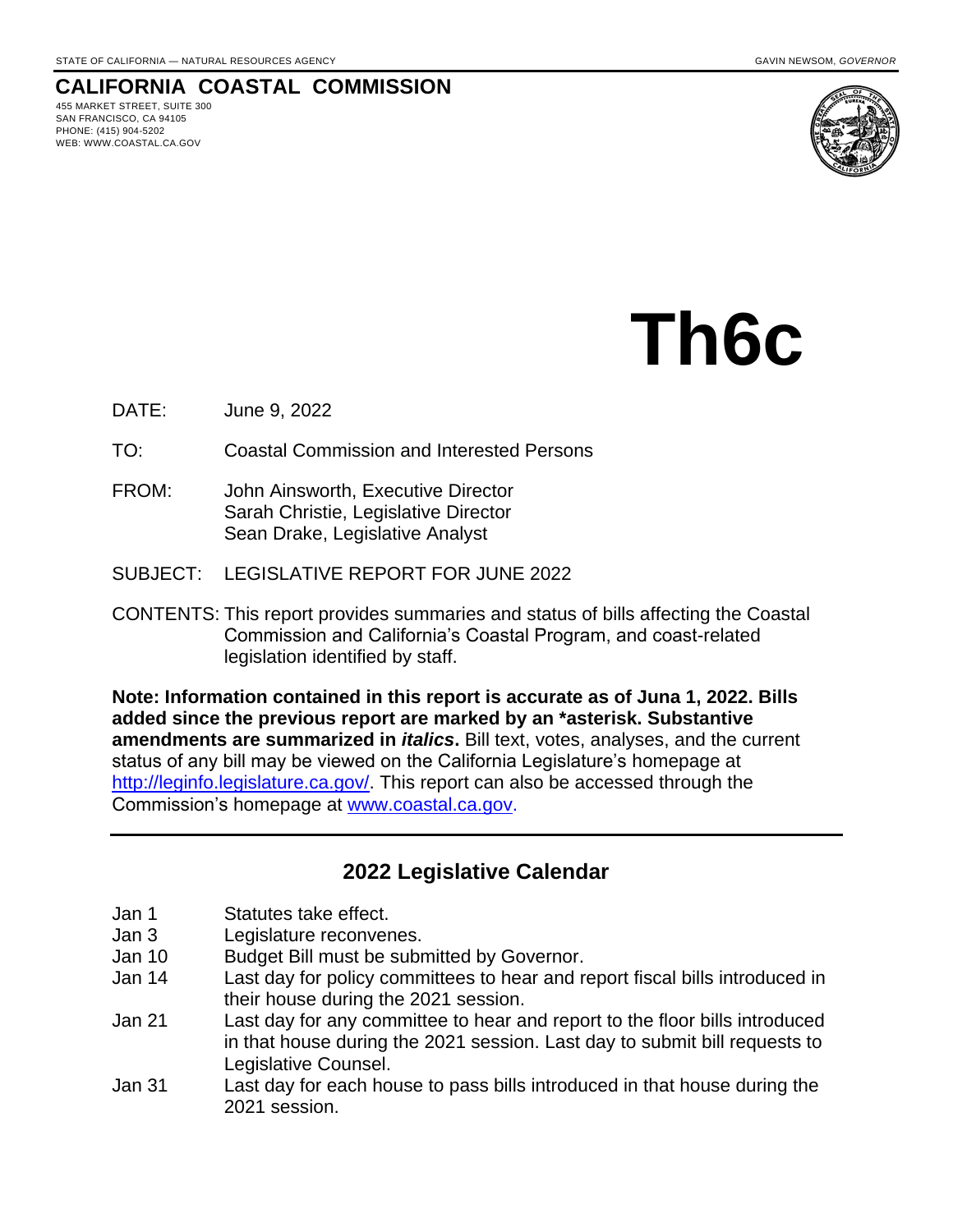STATE OF CALIFORNIA — NATURAL RESOURCES AGENCY GAVIN NEWSOM, *GOVERNOR*

# CALIFORNIA COASTAL COMMISSION

455 MARKET STREET, SUITE 300
SAN FRANCISCO, CA 94105
PHONE: (415) 904-5202
WEB: WWW.COASTAL.CA.GOV

# Th6c

DATE: June 9, 2022

TO: Coastal Commission and Interested Persons

FROM: John Ainsworth, Executive Director
Sarah Christie, Legislative Director
Sean Drake, Legislative Analyst

SUBJECT: LEGISLATIVE REPORT FOR JUNE 2022

CONTENTS: This report provides summaries and status of bills affecting the Coastal Commission and California's Coastal Program, and coast-related legislation identified by staff.

**Note: Information contained in this report is accurate as of Juna 1, 2022. Bills added since the previous report are marked by an *asterisk. Substantive amendments are summarized in *italics*.** Bill text, votes, analyses, and the current status of any bill may be viewed on the California Legislature's homepage at http://leginfo.legislature.ca.gov/. This report can also be accessed through the Commission's homepage at www.coastal.ca.gov.

---

## 2022 Legislative Calendar

| | |
|---|---|
| Jan 1 | Statutes take effect. |
| Jan 3 | Legislature reconvenes. |
| Jan 10 | Budget Bill must be submitted by Governor. |
| Jan 14 | Last day for policy committees to hear and report fiscal bills introduced in their house during the 2021 session. |
| Jan 21 | Last day for any committee to hear and report to the floor bills introduced in that house during the 2021 session. Last day to submit bill requests to Legislative Counsel. |
| Jan 31 | Last day for each house to pass bills introduced in that house during the 2021 session. |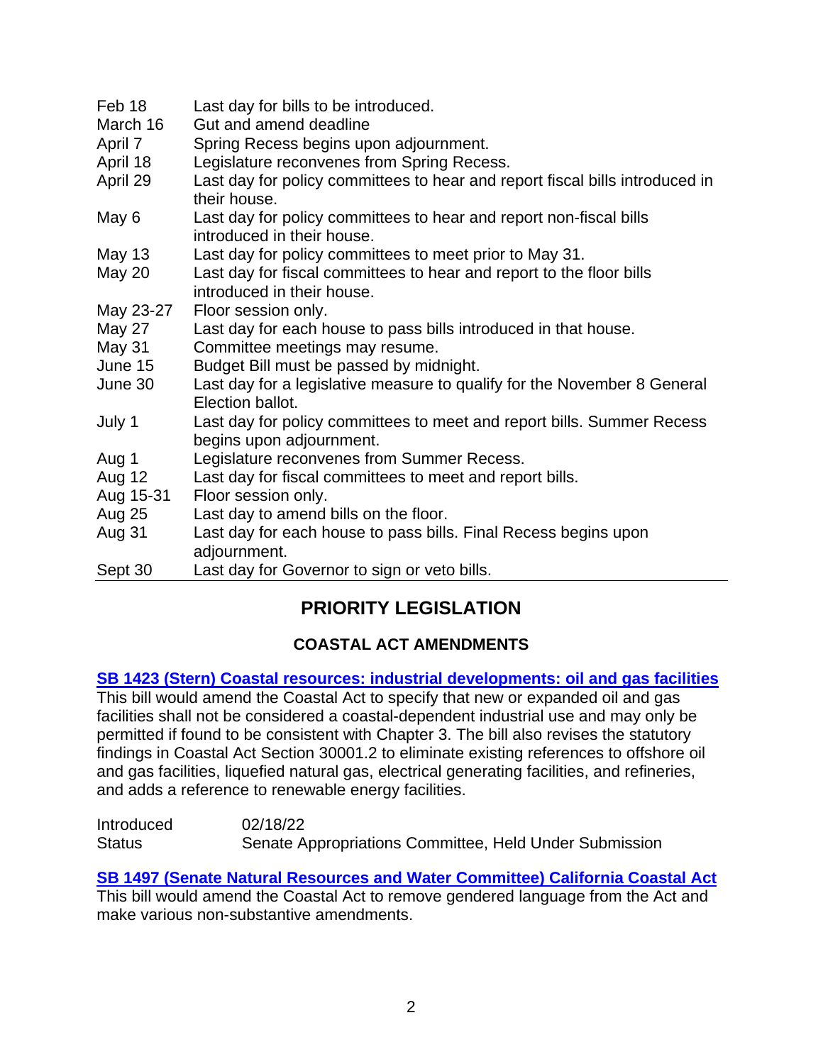| | |
|---|---|
| Feb 18 | Last day for bills to be introduced. |
| March 16 | Gut and amend deadline |
| April 7 | Spring Recess begins upon adjournment. |
| April 18 | Legislature reconvenes from Spring Recess. |
| April 29 | Last day for policy committees to hear and report fiscal bills introduced in their house. |
| May 6 | Last day for policy committees to hear and report non-fiscal bills introduced in their house. |
| May 13 | Last day for policy committees to meet prior to May 31. |
| May 20 | Last day for fiscal committees to hear and report to the floor bills introduced in their house. |
| May 23-27 | Floor session only. |
| May 27 | Last day for each house to pass bills introduced in that house. |
| May 31 | Committee meetings may resume. |
| June 15 | Budget Bill must be passed by midnight. |
| June 30 | Last day for a legislative measure to qualify for the November 8 General Election ballot. |
| July 1 | Last day for policy committees to meet and report bills. Summer Recess begins upon adjournment. |
| Aug 1 | Legislature reconvenes from Summer Recess. |
| Aug 12 | Last day for fiscal committees to meet and report bills. |
| Aug 15-31 | Floor session only. |
| Aug 25 | Last day to amend bills on the floor. |
| Aug 31 | Last day for each house to pass bills. Final Recess begins upon adjournment. |
| Sept 30 | Last day for Governor to sign or veto bills. |

## PRIORITY LEGISLATION

### COASTAL ACT AMENDMENTS

**SB 1423 (Stern) Coastal resources: industrial developments: oil and gas facilities**

This bill would amend the Coastal Act to specify that new or expanded oil and gas facilities shall not be considered a coastal-dependent industrial use and may only be permitted if found to be consistent with Chapter 3. The bill also revises the statutory findings in Coastal Act Section 30001.2 to eliminate existing references to offshore oil and gas facilities, liquefied natural gas, electrical generating facilities, and refineries, and adds a reference to renewable energy facilities.

| | |
|---|---|
| Introduced | 02/18/22 |
| Status | Senate Appropriations Committee, Held Under Submission |

**SB 1497 (Senate Natural Resources and Water Committee) California Coastal Act**

This bill would amend the Coastal Act to remove gendered language from the Act and make various non-substantive amendments.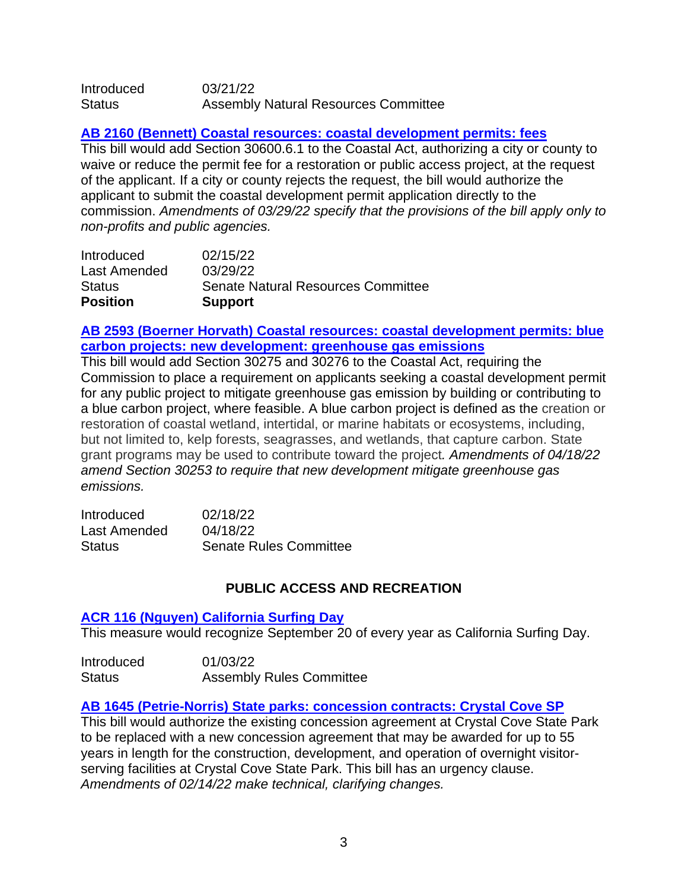| | |
|---|---|
| Introduced | 03/21/22 |
| Status | Assembly Natural Resources Committee |

**AB 2160 (Bennett) Coastal resources: coastal development permits: fees**

This bill would add Section 30600.6.1 to the Coastal Act, authorizing a city or county to waive or reduce the permit fee for a restoration or public access project, at the request of the applicant. If a city or county rejects the request, the bill would authorize the applicant to submit the coastal development permit application directly to the commission. *Amendments of 03/29/22 specify that the provisions of the bill apply only to non-profits and public agencies.*

| | |
|---|---|
| Introduced | 02/15/22 |
| Last Amended | 03/29/22 |
| Status | Senate Natural Resources Committee |
| **Position** | **Support** |

**AB 2593 (Boerner Horvath) Coastal resources: coastal development permits: blue carbon projects: new development: greenhouse gas emissions**

This bill would add Section 30275 and 30276 to the Coastal Act, requiring the Commission to place a requirement on applicants seeking a coastal development permit for any public project to mitigate greenhouse gas emission by building or contributing to a blue carbon project, where feasible. A blue carbon project is defined as the creation or restoration of coastal wetland, intertidal, or marine habitats or ecosystems, including, but not limited to, kelp forests, seagrasses, and wetlands, that capture carbon. State grant programs may be used to contribute toward the project. *Amendments of 04/18/22 amend Section 30253 to require that new development mitigate greenhouse gas emissions.*

| | |
|---|---|
| Introduced | 02/18/22 |
| Last Amended | 04/18/22 |
| Status | Senate Rules Committee |

## PUBLIC ACCESS AND RECREATION

**ACR 116 (Nguyen) California Surfing Day**

This measure would recognize September 20 of every year as California Surfing Day.

| | |
|---|---|
| Introduced | 01/03/22 |
| Status | Assembly Rules Committee |

**AB 1645 (Petrie-Norris) State parks: concession contracts: Crystal Cove SP**

This bill would authorize the existing concession agreement at Crystal Cove State Park to be replaced with a new concession agreement that may be awarded for up to 55 years in length for the construction, development, and operation of overnight visitor-serving facilities at Crystal Cove State Park. This bill has an urgency clause. *Amendments of 02/14/22 make technical, clarifying changes.*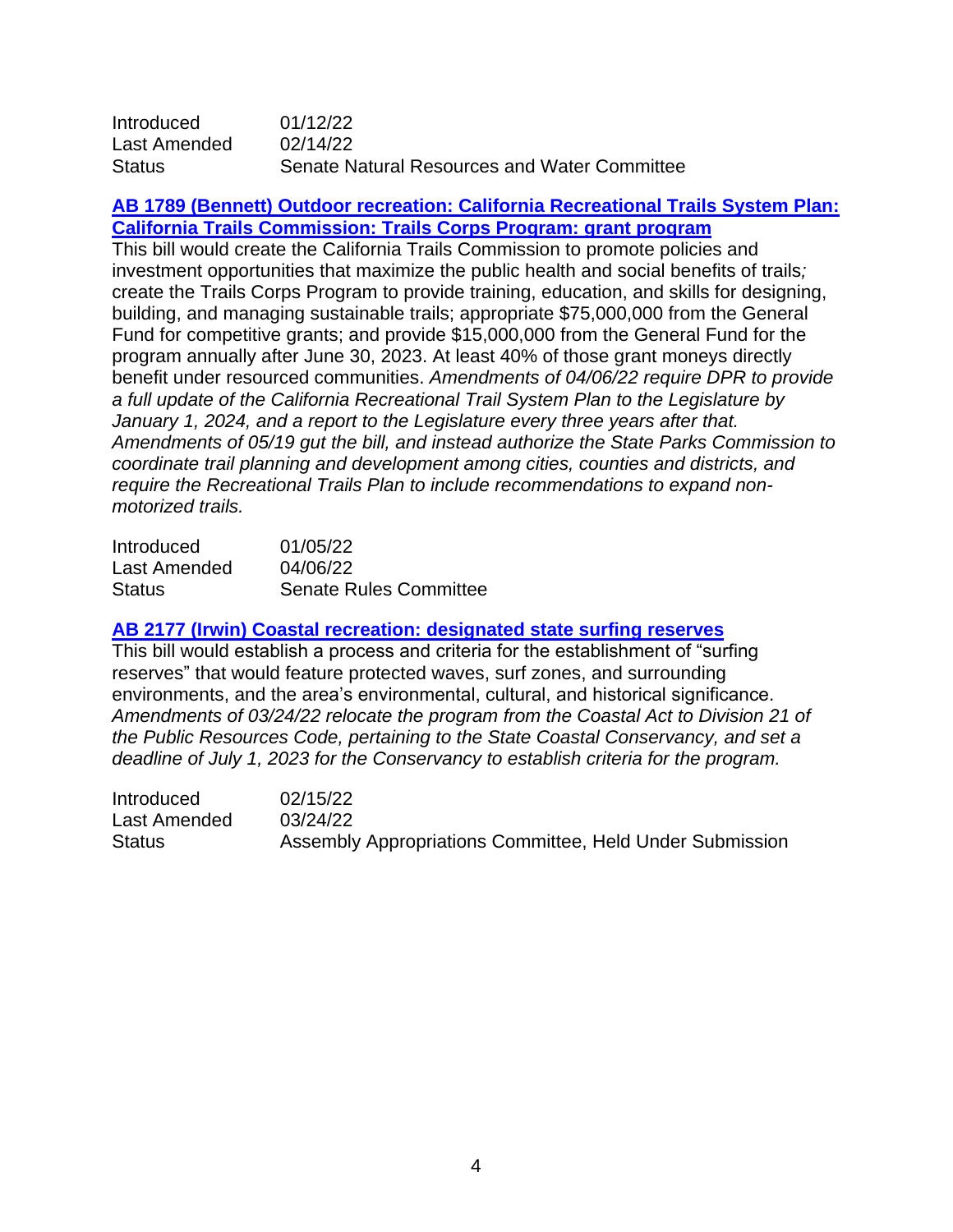| | |
|---|---|
| Introduced | 01/12/22 |
| Last Amended | 02/14/22 |
| Status | Senate Natural Resources and Water Committee |

**AB 1789 (Bennett) Outdoor recreation: California Recreational Trails System Plan: California Trails Commission: Trails Corps Program: grant program**

This bill would create the California Trails Commission to promote policies and investment opportunities that maximize the public health and social benefits of trails*;* create the Trails Corps Program to provide training, education, and skills for designing, building, and managing sustainable trails; appropriate $75,000,000 from the General Fund for competitive grants; and provide $15,000,000 from the General Fund for the program annually after June 30, 2023. At least 40% of those grant moneys directly benefit under resourced communities. *Amendments of 04/06/22 require DPR to provide a full update of the California Recreational Trail System Plan to the Legislature by January 1, 2024, and a report to the Legislature every three years after that. Amendments of 05/19 gut the bill, and instead authorize the State Parks Commission to coordinate trail planning and development among cities, counties and districts, and require the Recreational Trails Plan to include recommendations to expand non-motorized trails.*

| | |
|---|---|
| Introduced | 01/05/22 |
| Last Amended | 04/06/22 |
| Status | Senate Rules Committee |

**AB 2177 (Irwin) Coastal recreation: designated state surfing reserves**

This bill would establish a process and criteria for the establishment of "surfing reserves" that would feature protected waves, surf zones, and surrounding environments, and the area's environmental, cultural, and historical significance. *Amendments of 03/24/22 relocate the program from the Coastal Act to Division 21 of the Public Resources Code, pertaining to the State Coastal Conservancy, and set a deadline of July 1, 2023 for the Conservancy to establish criteria for the program.*

| | |
|---|---|
| Introduced | 02/15/22 |
| Last Amended | 03/24/22 |
| Status | Assembly Appropriations Committee, Held Under Submission |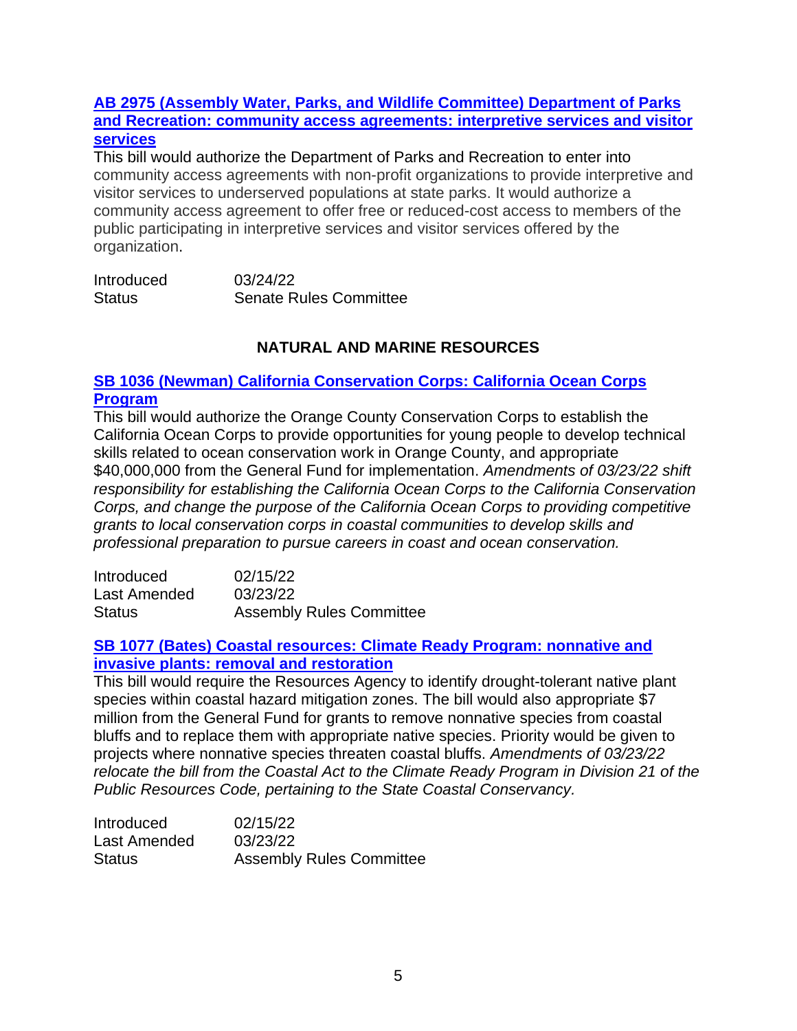**AB 2975 (Assembly Water, Parks, and Wildlife Committee) Department of Parks and Recreation: community access agreements: interpretive services and visitor services**

This bill would authorize the Department of Parks and Recreation to enter into community access agreements with non-profit organizations to provide interpretive and visitor services to underserved populations at state parks. It would authorize a community access agreement to offer free or reduced-cost access to members of the public participating in interpretive services and visitor services offered by the organization.

| | |
|---|---|
| Introduced | 03/24/22 |
| Status | Senate Rules Committee |

## NATURAL AND MARINE RESOURCES

**SB 1036 (Newman) California Conservation Corps: California Ocean Corps Program**

This bill would authorize the Orange County Conservation Corps to establish the California Ocean Corps to provide opportunities for young people to develop technical skills related to ocean conservation work in Orange County, and appropriate $40,000,000 from the General Fund for implementation. *Amendments of 03/23/22 shift responsibility for establishing the California Ocean Corps to the California Conservation Corps, and change the purpose of the California Ocean Corps to providing competitive grants to local conservation corps in coastal communities to develop skills and professional preparation to pursue careers in coast and ocean conservation.*

| | |
|---|---|
| Introduced | 02/15/22 |
| Last Amended | 03/23/22 |
| Status | Assembly Rules Committee |

**SB 1077 (Bates) Coastal resources: Climate Ready Program: nonnative and invasive plants: removal and restoration**

This bill would require the Resources Agency to identify drought-tolerant native plant species within coastal hazard mitigation zones. The bill would also appropriate $7 million from the General Fund for grants to remove nonnative species from coastal bluffs and to replace them with appropriate native species. Priority would be given to projects where nonnative species threaten coastal bluffs. *Amendments of 03/23/22 relocate the bill from the Coastal Act to the Climate Ready Program in Division 21 of the Public Resources Code, pertaining to the State Coastal Conservancy.*

| | |
|---|---|
| Introduced | 02/15/22 |
| Last Amended | 03/23/22 |
| Status | Assembly Rules Committee |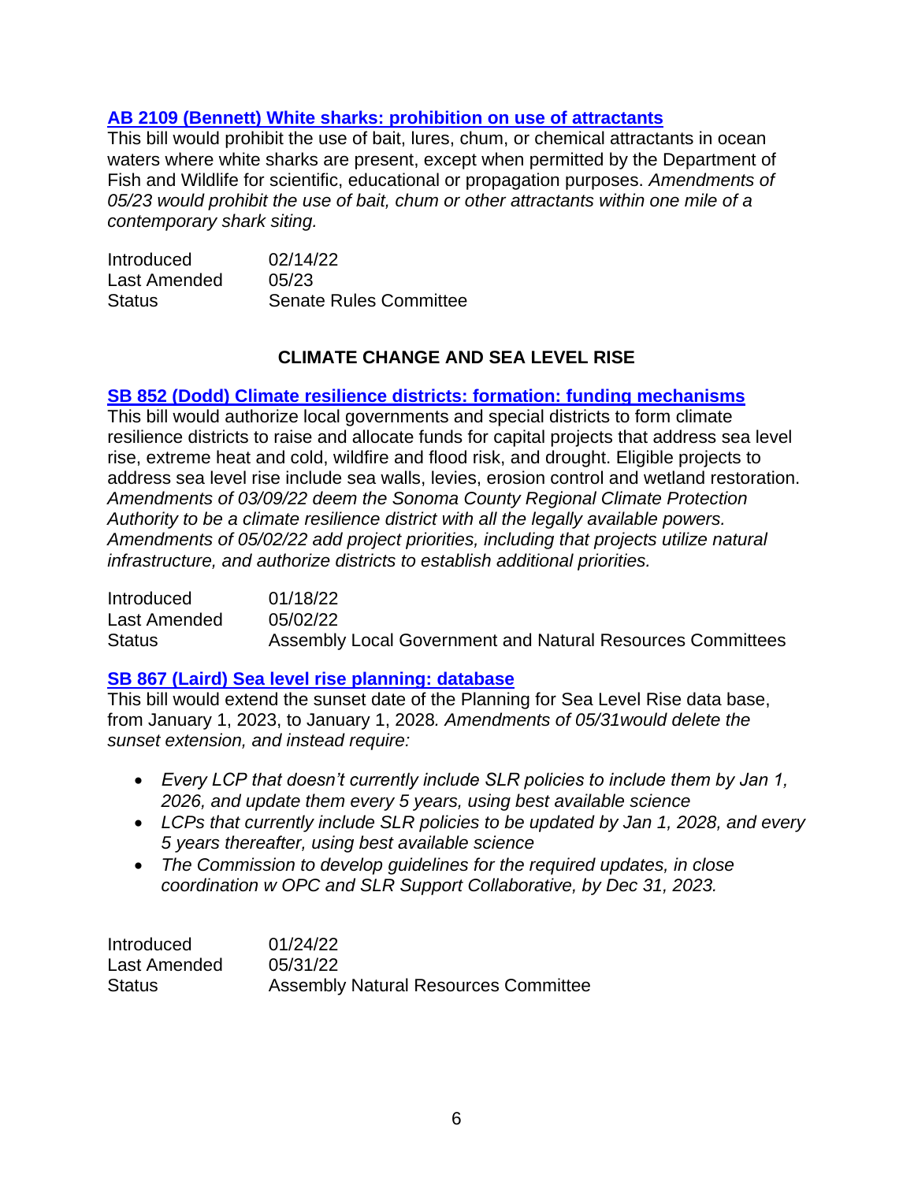**AB 2109 (Bennett) White sharks: prohibition on use of attractants**

This bill would prohibit the use of bait, lures, chum, or chemical attractants in ocean waters where white sharks are present, except when permitted by the Department of Fish and Wildlife for scientific, educational or propagation purposes. *Amendments of 05/23 would prohibit the use of bait, chum or other attractants within one mile of a contemporary shark siting.*

| | |
|---|---|
| Introduced | 02/14/22 |
| Last Amended | 05/23 |
| Status | Senate Rules Committee |

## CLIMATE CHANGE AND SEA LEVEL RISE

**SB 852 (Dodd) Climate resilience districts: formation: funding mechanisms**

This bill would authorize local governments and special districts to form climate resilience districts to raise and allocate funds for capital projects that address sea level rise, extreme heat and cold, wildfire and flood risk, and drought. Eligible projects to address sea level rise include sea walls, levies, erosion control and wetland restoration. *Amendments of 03/09/22 deem the Sonoma County Regional Climate Protection Authority to be a climate resilience district with all the legally available powers. Amendments of 05/02/22 add project priorities, including that projects utilize natural infrastructure, and authorize districts to establish additional priorities.*

| | |
|---|---|
| Introduced | 01/18/22 |
| Last Amended | 05/02/22 |
| Status | Assembly Local Government and Natural Resources Committees |

**SB 867 (Laird) Sea level rise planning: database**

This bill would extend the sunset date of the Planning for Sea Level Rise data base, from January 1, 2023, to January 1, 2028*. Amendments of 05/31would delete the sunset extension, and instead require:*

- *Every LCP that doesn't currently include SLR policies to include them by Jan 1, 2026, and update them every 5 years, using best available science*
- *LCPs that currently include SLR policies to be updated by Jan 1, 2028, and every 5 years thereafter, using best available science*
- *The Commission to develop guidelines for the required updates, in close coordination w OPC and SLR Support Collaborative, by Dec 31, 2023.*

| | |
|---|---|
| Introduced | 01/24/22 |
| Last Amended | 05/31/22 |
| Status | Assembly Natural Resources Committee |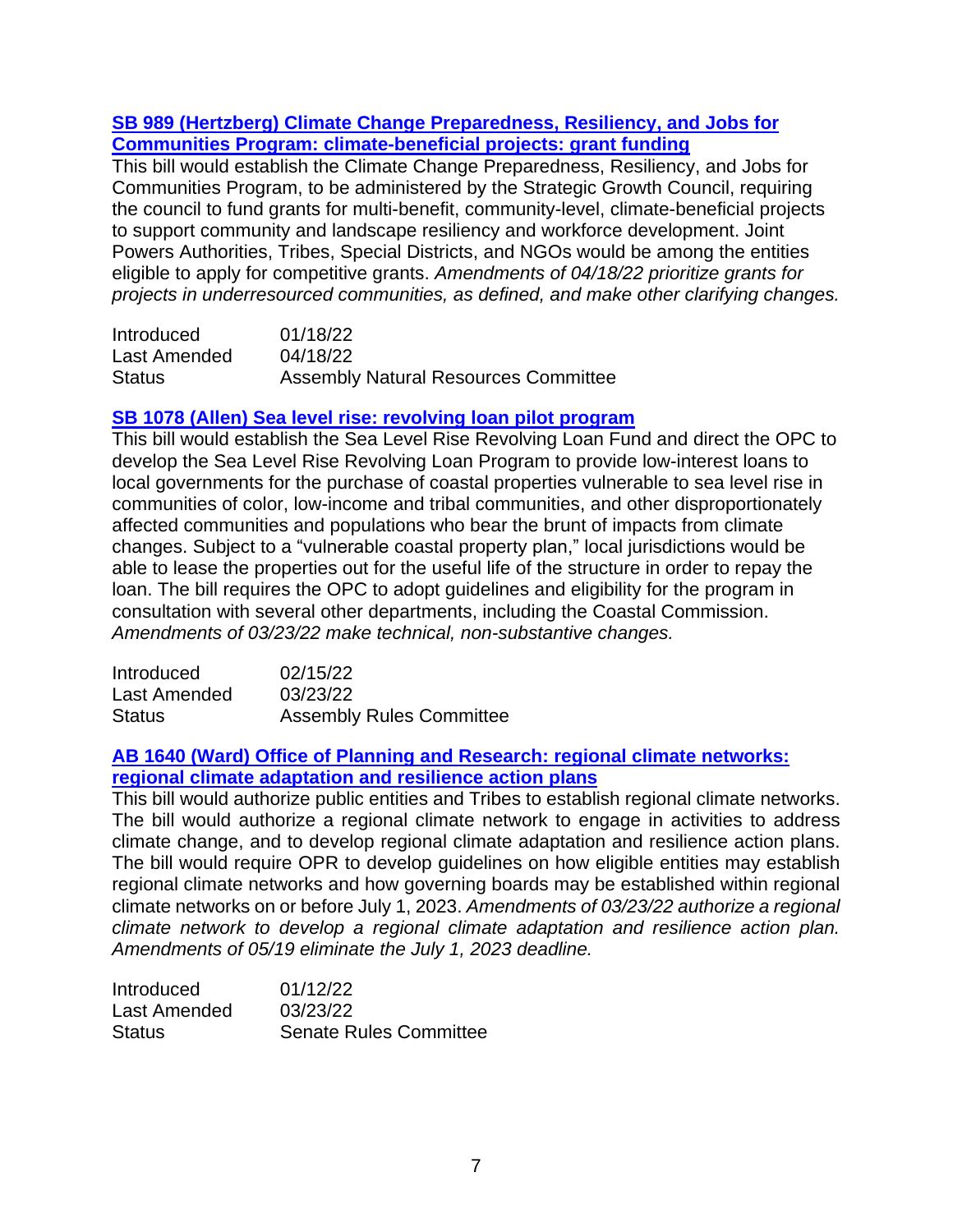**SB 989 (Hertzberg) Climate Change Preparedness, Resiliency, and Jobs for Communities Program: climate-beneficial projects: grant funding**

This bill would establish the Climate Change Preparedness, Resiliency, and Jobs for Communities Program, to be administered by the Strategic Growth Council, requiring the council to fund grants for multi-benefit, community-level, climate-beneficial projects to support community and landscape resiliency and workforce development. Joint Powers Authorities, Tribes, Special Districts, and NGOs would be among the entities eligible to apply for competitive grants. *Amendments of 04/18/22 prioritize grants for projects in underresourced communities, as defined, and make other clarifying changes.*

| | |
|---|---|
| Introduced | 01/18/22 |
| Last Amended | 04/18/22 |
| Status | Assembly Natural Resources Committee |

**SB 1078 (Allen) Sea level rise: revolving loan pilot program**

This bill would establish the Sea Level Rise Revolving Loan Fund and direct the OPC to develop the Sea Level Rise Revolving Loan Program to provide low-interest loans to local governments for the purchase of coastal properties vulnerable to sea level rise in communities of color, low-income and tribal communities, and other disproportionately affected communities and populations who bear the brunt of impacts from climate changes. Subject to a "vulnerable coastal property plan," local jurisdictions would be able to lease the properties out for the useful life of the structure in order to repay the loan. The bill requires the OPC to adopt guidelines and eligibility for the program in consultation with several other departments, including the Coastal Commission. *Amendments of 03/23/22 make technical, non-substantive changes.*

| | |
|---|---|
| Introduced | 02/15/22 |
| Last Amended | 03/23/22 |
| Status | Assembly Rules Committee |

**AB 1640 (Ward) Office of Planning and Research: regional climate networks: regional climate adaptation and resilience action plans**

This bill would authorize public entities and Tribes to establish regional climate networks. The bill would authorize a regional climate network to engage in activities to address climate change, and to develop regional climate adaptation and resilience action plans. The bill would require OPR to develop guidelines on how eligible entities may establish regional climate networks and how governing boards may be established within regional climate networks on or before July 1, 2023. *Amendments of 03/23/22 authorize a regional climate network to develop a regional climate adaptation and resilience action plan. Amendments of 05/19 eliminate the July 1, 2023 deadline.*

| | |
|---|---|
| Introduced | 01/12/22 |
| Last Amended | 03/23/22 |
| Status | Senate Rules Committee |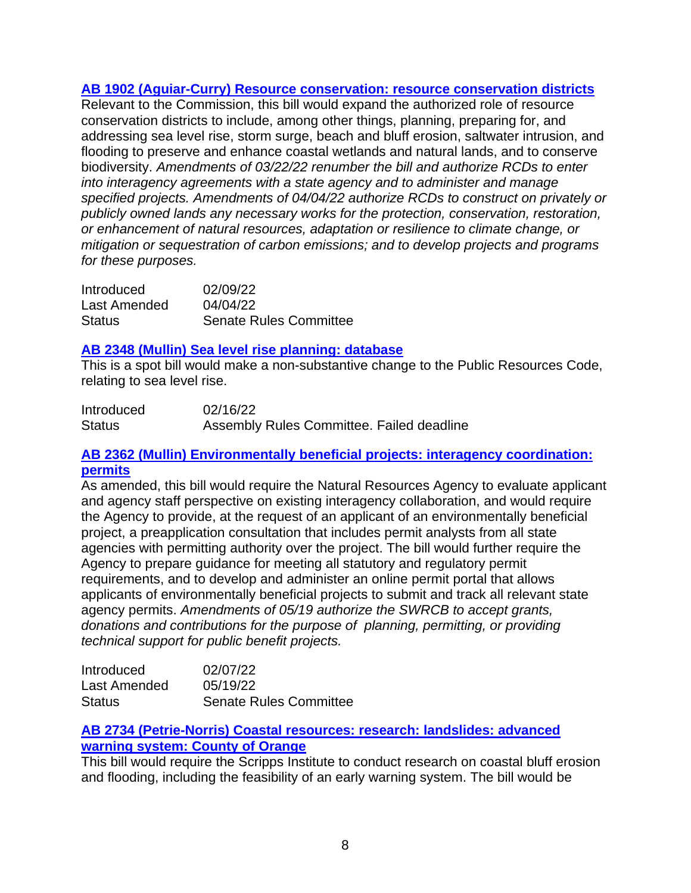**AB 1902 (Aguiar-Curry) Resource conservation: resource conservation districts**

Relevant to the Commission, this bill would expand the authorized role of resource conservation districts to include, among other things, planning, preparing for, and addressing sea level rise, storm surge, beach and bluff erosion, saltwater intrusion, and flooding to preserve and enhance coastal wetlands and natural lands, and to conserve biodiversity. *Amendments of 03/22/22 renumber the bill and authorize RCDs to enter into interagency agreements with a state agency and to administer and manage specified projects. Amendments of 04/04/22 authorize RCDs to construct on privately or publicly owned lands any necessary works for the protection, conservation, restoration, or enhancement of natural resources, adaptation or resilience to climate change, or mitigation or sequestration of carbon emissions; and to develop projects and programs for these purposes.*

| | |
|---|---|
| Introduced | 02/09/22 |
| Last Amended | 04/04/22 |
| Status | Senate Rules Committee |

**AB 2348 (Mullin) Sea level rise planning: database**

This is a spot bill would make a non-substantive change to the Public Resources Code, relating to sea level rise.

| | |
|---|---|
| Introduced | 02/16/22 |
| Status | Assembly Rules Committee. Failed deadline |

**AB 2362 (Mullin) Environmentally beneficial projects: interagency coordination: permits**

As amended, this bill would require the Natural Resources Agency to evaluate applicant and agency staff perspective on existing interagency collaboration, and would require the Agency to provide, at the request of an applicant of an environmentally beneficial project, a preapplication consultation that includes permit analysts from all state agencies with permitting authority over the project. The bill would further require the Agency to prepare guidance for meeting all statutory and regulatory permit requirements, and to develop and administer an online permit portal that allows applicants of environmentally beneficial projects to submit and track all relevant state agency permits. *Amendments of 05/19 authorize the SWRCB to accept grants, donations and contributions for the purpose of planning, permitting, or providing technical support for public benefit projects.*

| | |
|---|---|
| Introduced | 02/07/22 |
| Last Amended | 05/19/22 |
| Status | Senate Rules Committee |

**AB 2734 (Petrie-Norris) Coastal resources: research: landslides: advanced warning system: County of Orange**

This bill would require the Scripps Institute to conduct research on coastal bluff erosion and flooding, including the feasibility of an early warning system. The bill would be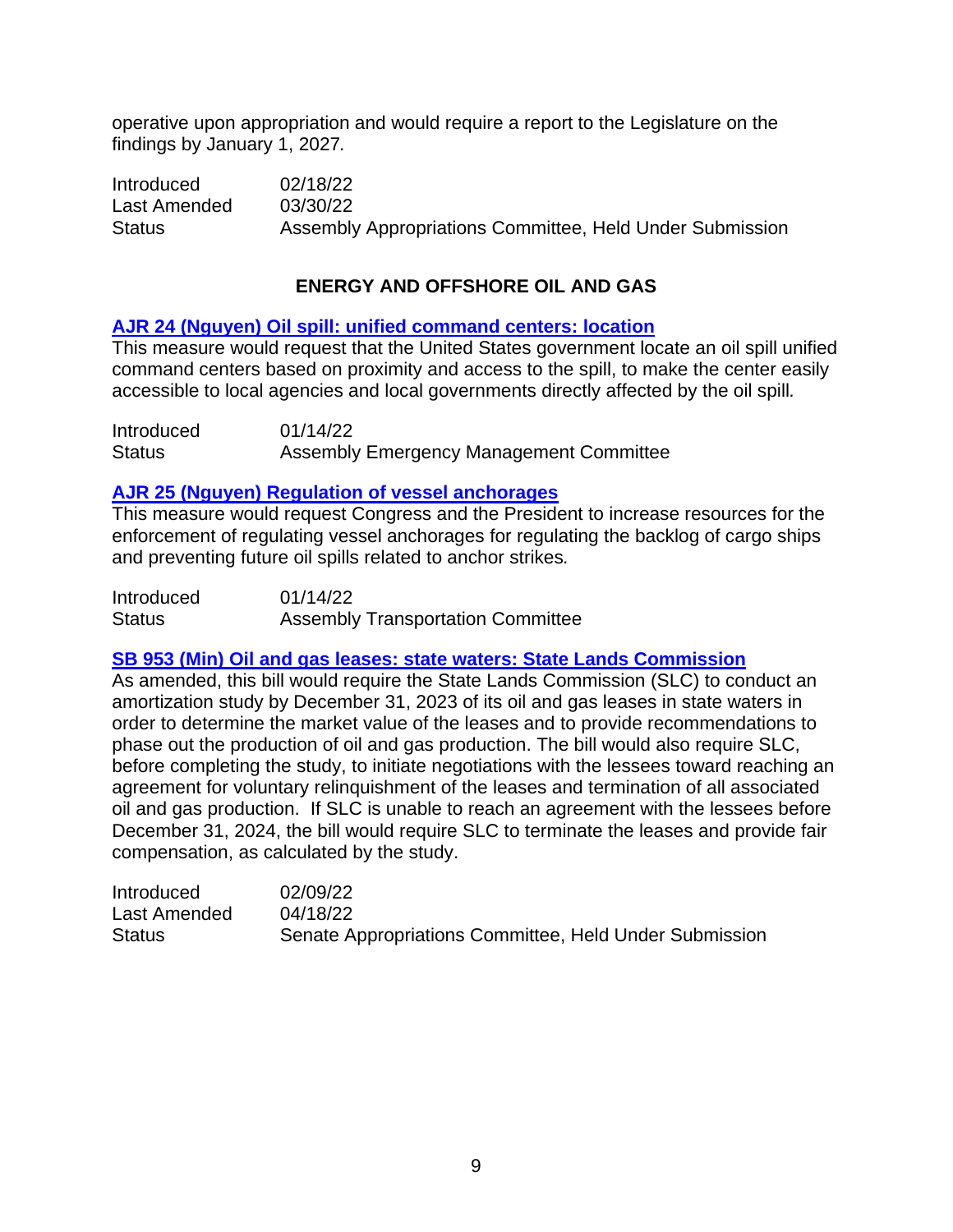operative upon appropriation and would require a report to the Legislature on the findings by January 1, 2027.

| | |
|---|---|
| Introduced | 02/18/22 |
| Last Amended | 03/30/22 |
| Status | Assembly Appropriations Committee, Held Under Submission |

## ENERGY AND OFFSHORE OIL AND GAS

**AJR 24 (Nguyen) Oil spill: unified command centers: location**

This measure would request that the United States government locate an oil spill unified command centers based on proximity and access to the spill, to make the center easily accessible to local agencies and local governments directly affected by the oil spill.

| | |
|---|---|
| Introduced | 01/14/22 |
| Status | Assembly Emergency Management Committee |

**AJR 25 (Nguyen) Regulation of vessel anchorages**

This measure would request Congress and the President to increase resources for the enforcement of regulating vessel anchorages for regulating the backlog of cargo ships and preventing future oil spills related to anchor strikes.

| | |
|---|---|
| Introduced | 01/14/22 |
| Status | Assembly Transportation Committee |

**SB 953 (Min) Oil and gas leases: state waters: State Lands Commission**

As amended, this bill would require the State Lands Commission (SLC) to conduct an amortization study by December 31, 2023 of its oil and gas leases in state waters in order to determine the market value of the leases and to provide recommendations to phase out the production of oil and gas production. The bill would also require SLC, before completing the study, to initiate negotiations with the lessees toward reaching an agreement for voluntary relinquishment of the leases and termination of all associated oil and gas production. If SLC is unable to reach an agreement with the lessees before December 31, 2024, the bill would require SLC to terminate the leases and provide fair compensation, as calculated by the study.

| | |
|---|---|
| Introduced | 02/09/22 |
| Last Amended | 04/18/22 |
| Status | Senate Appropriations Committee, Held Under Submission |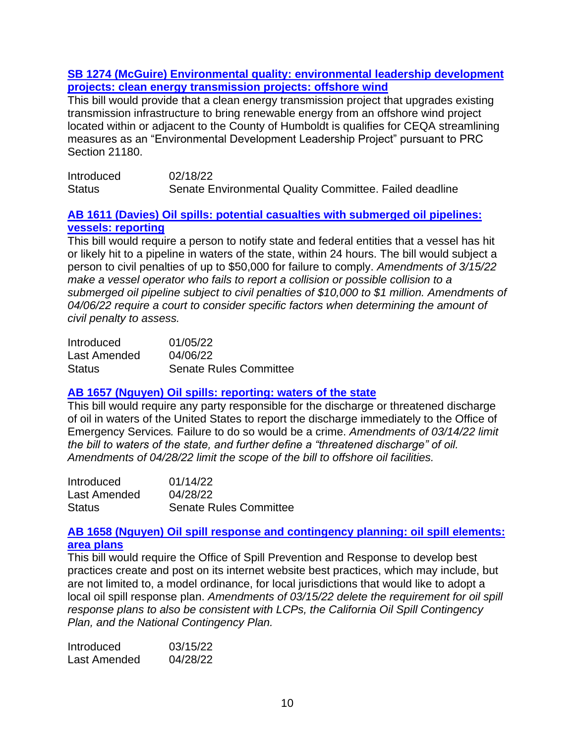**[SB 1274 (McGuire) Environmental quality: environmental leadership development projects: clean energy transmission projects: offshore wind]**

This bill would provide that a clean energy transmission project that upgrades existing transmission infrastructure to bring renewable energy from an offshore wind project located within or adjacent to the County of Humboldt is qualifies for CEQA streamlining measures as an "Environmental Development Leadership Project" pursuant to PRC Section 21180.

| | |
|---|---|
| Introduced | 02/18/22 |
| Status | Senate Environmental Quality Committee. Failed deadline |

**[AB 1611 (Davies) Oil spills: potential casualties with submerged oil pipelines: vessels: reporting]**

This bill would require a person to notify state and federal entities that a vessel has hit or likely hit to a pipeline in waters of the state, within 24 hours. The bill would subject a person to civil penalties of up to $50,000 for failure to comply. *Amendments of 3/15/22 make a vessel operator who fails to report a collision or possible collision to a submerged oil pipeline subject to civil penalties of $10,000 to $1 million. Amendments of 04/06/22 require a court to consider specific factors when determining the amount of civil penalty to assess.*

| | |
|---|---|
| Introduced | 01/05/22 |
| Last Amended | 04/06/22 |
| Status | Senate Rules Committee |

**[AB 1657 (Nguyen) Oil spills: reporting: waters of the state]**

This bill would require any party responsible for the discharge or threatened discharge of oil in waters of the United States to report the discharge immediately to the Office of Emergency Services*.* Failure to do so would be a crime. *Amendments of 03/14/22 limit the bill to waters of the state, and further define a "threatened discharge" of oil. Amendments of 04/28/22 limit the scope of the bill to offshore oil facilities.*

| | |
|---|---|
| Introduced | 01/14/22 |
| Last Amended | 04/28/22 |
| Status | Senate Rules Committee |

**[AB 1658 (Nguyen) Oil spill response and contingency planning: oil spill elements: area plans]**

This bill would require the Office of Spill Prevention and Response to develop best practices create and post on its internet website best practices, which may include, but are not limited to, a model ordinance, for local jurisdictions that would like to adopt a local oil spill response plan. *Amendments of 03/15/22 delete the requirement for oil spill response plans to also be consistent with LCPs, the California Oil Spill Contingency Plan, and the National Contingency Plan.*

| | |
|---|---|
| Introduced | 03/15/22 |
| Last Amended | 04/28/22 |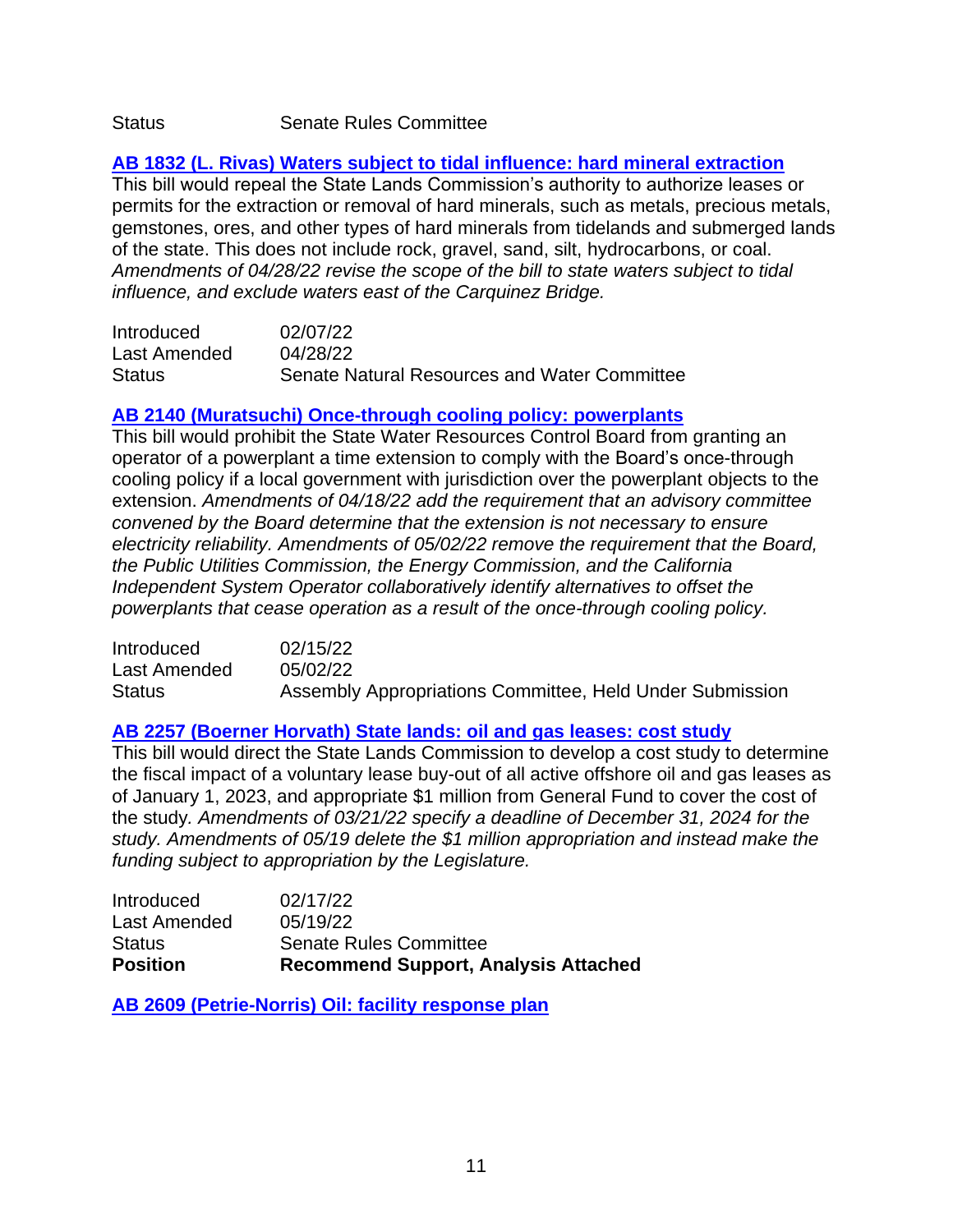| | |
|---|---|
| Status | Senate Rules Committee |

**[AB 1832 (L. Rivas) Waters subject to tidal influence: hard mineral extraction]**

This bill would repeal the State Lands Commission's authority to authorize leases or permits for the extraction or removal of hard minerals, such as metals, precious metals, gemstones, ores, and other types of hard minerals from tidelands and submerged lands of the state. This does not include rock, gravel, sand, silt, hydrocarbons, or coal. *Amendments of 04/28/22 revise the scope of the bill to state waters subject to tidal influence, and exclude waters east of the Carquinez Bridge.*

| | |
|---|---|
| Introduced | 02/07/22 |
| Last Amended | 04/28/22 |
| Status | Senate Natural Resources and Water Committee |

**[AB 2140 (Muratsuchi) Once-through cooling policy: powerplants]**

This bill would prohibit the State Water Resources Control Board from granting an operator of a powerplant a time extension to comply with the Board's once-through cooling policy if a local government with jurisdiction over the powerplant objects to the extension. *Amendments of 04/18/22 add the requirement that an advisory committee convened by the Board determine that the extension is not necessary to ensure electricity reliability. Amendments of 05/02/22 remove the requirement that the Board, the Public Utilities Commission, the Energy Commission, and the California Independent System Operator collaboratively identify alternatives to offset the powerplants that cease operation as a result of the once-through cooling policy.*

| | |
|---|---|
| Introduced | 02/15/22 |
| Last Amended | 05/02/22 |
| Status | Assembly Appropriations Committee, Held Under Submission |

**[AB 2257 (Boerner Horvath) State lands: oil and gas leases: cost study]**

This bill would direct the State Lands Commission to develop a cost study to determine the fiscal impact of a voluntary lease buy-out of all active offshore oil and gas leases as of January 1, 2023, and appropriate $1 million from General Fund to cover the cost of the study. *Amendments of 03/21/22 specify a deadline of December 31, 2024 for the study. Amendments of 05/19 delete the $1 million appropriation and instead make the funding subject to appropriation by the Legislature.*

| | |
|---|---|
| Introduced | 02/17/22 |
| Last Amended | 05/19/22 |
| Status | Senate Rules Committee |
| **Position** | **Recommend Support, Analysis Attached** |

**[AB 2609 (Petrie-Norris) Oil: facility response plan]**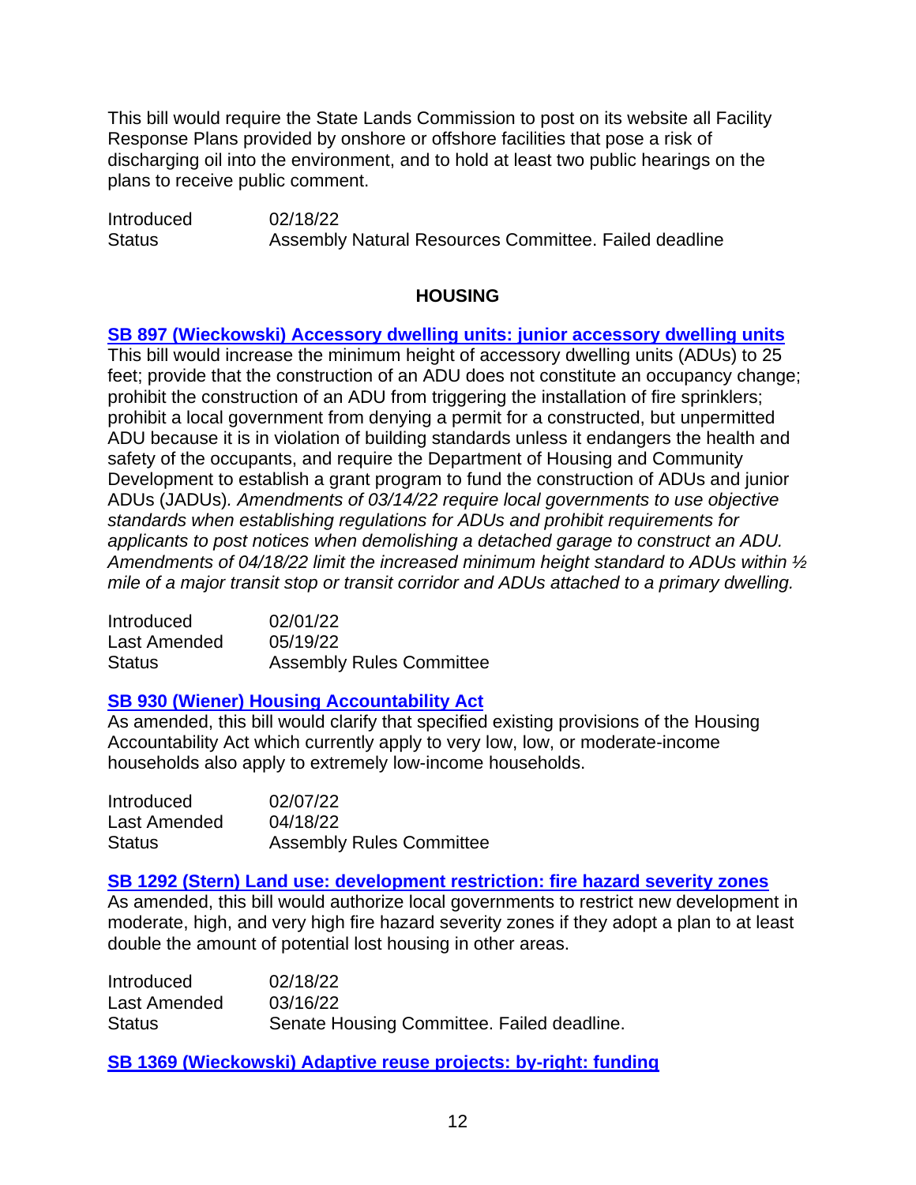This bill would require the State Lands Commission to post on its website all Facility Response Plans provided by onshore or offshore facilities that pose a risk of discharging oil into the environment, and to hold at least two public hearings on the plans to receive public comment.

| | |
|---|---|
| Introduced | 02/18/22 |
| Status | Assembly Natural Resources Committee. Failed deadline |

## HOUSING

**SB 897 (Wieckowski) Accessory dwelling units: junior accessory dwelling units**

This bill would increase the minimum height of accessory dwelling units (ADUs) to 25 feet; provide that the construction of an ADU does not constitute an occupancy change; prohibit the construction of an ADU from triggering the installation of fire sprinklers; prohibit a local government from denying a permit for a constructed, but unpermitted ADU because it is in violation of building standards unless it endangers the health and safety of the occupants, and require the Department of Housing and Community Development to establish a grant program to fund the construction of ADUs and junior ADUs (JADUs). *Amendments of 03/14/22 require local governments to use objective standards when establishing regulations for ADUs and prohibit requirements for applicants to post notices when demolishing a detached garage to construct an ADU. Amendments of 04/18/22 limit the increased minimum height standard to ADUs within ½ mile of a major transit stop or transit corridor and ADUs attached to a primary dwelling.*

| | |
|---|---|
| Introduced | 02/01/22 |
| Last Amended | 05/19/22 |
| Status | Assembly Rules Committee |

**SB 930 (Wiener) Housing Accountability Act**

As amended, this bill would clarify that specified existing provisions of the Housing Accountability Act which currently apply to very low, low, or moderate-income households also apply to extremely low-income households.

| | |
|---|---|
| Introduced | 02/07/22 |
| Last Amended | 04/18/22 |
| Status | Assembly Rules Committee |

**SB 1292 (Stern) Land use: development restriction: fire hazard severity zones**

As amended, this bill would authorize local governments to restrict new development in moderate, high, and very high fire hazard severity zones if they adopt a plan to at least double the amount of potential lost housing in other areas.

| | |
|---|---|
| Introduced | 02/18/22 |
| Last Amended | 03/16/22 |
| Status | Senate Housing Committee. Failed deadline. |

**SB 1369 (Wieckowski) Adaptive reuse projects: by-right: funding**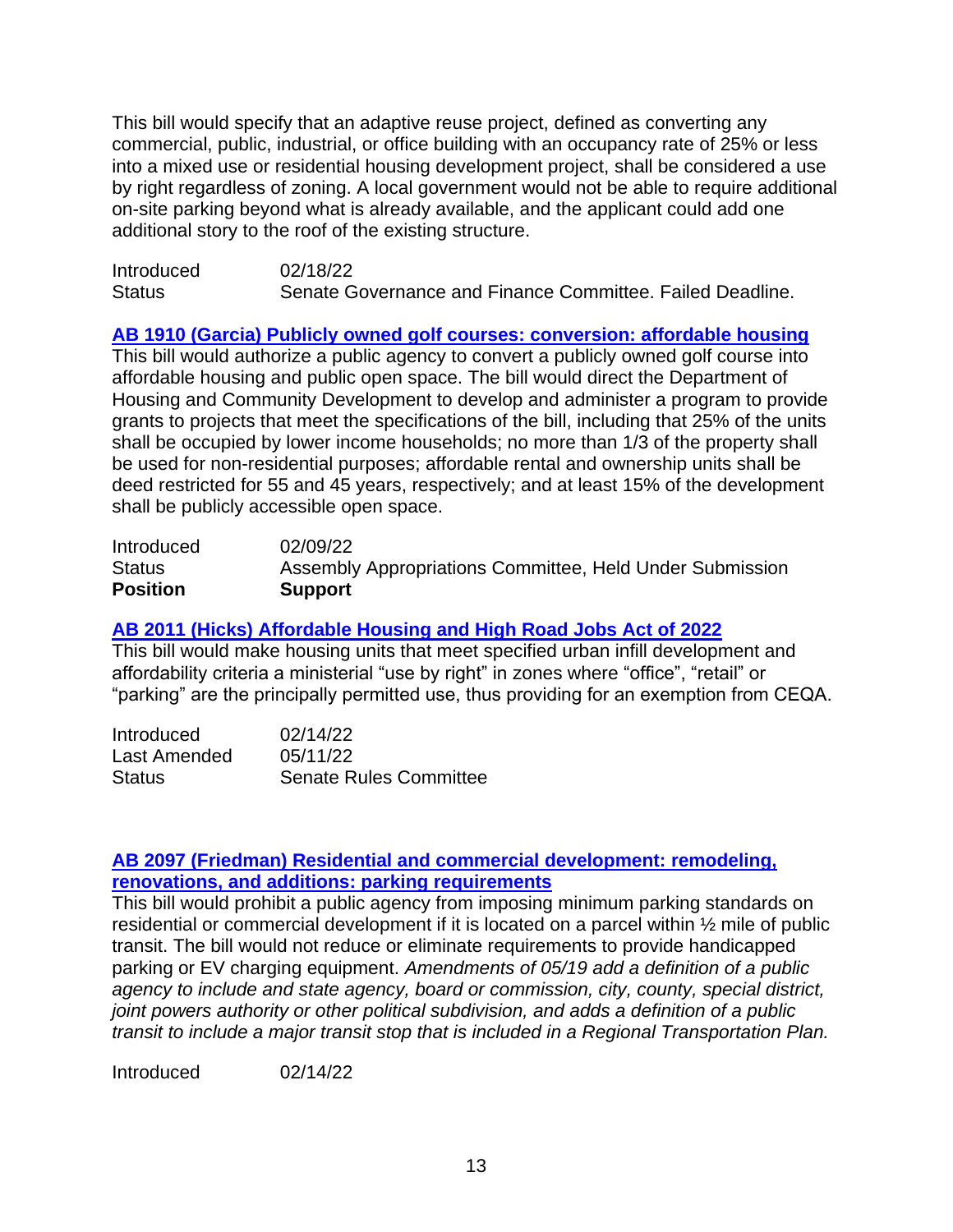This bill would specify that an adaptive reuse project, defined as converting any commercial, public, industrial, or office building with an occupancy rate of 25% or less into a mixed use or residential housing development project, shall be considered a use by right regardless of zoning. A local government would not be able to require additional on-site parking beyond what is already available, and the applicant could add one additional story to the roof of the existing structure.

| | |
|---|---|
| Introduced | 02/18/22 |
| Status | Senate Governance and Finance Committee. Failed Deadline. |

**AB 1910 (Garcia) Publicly owned golf courses: conversion: affordable housing**

This bill would authorize a public agency to convert a publicly owned golf course into affordable housing and public open space. The bill would direct the Department of Housing and Community Development to develop and administer a program to provide grants to projects that meet the specifications of the bill, including that 25% of the units shall be occupied by lower income households; no more than 1/3 of the property shall be used for non-residential purposes; affordable rental and ownership units shall be deed restricted for 55 and 45 years, respectively; and at least 15% of the development shall be publicly accessible open space.

| | |
|---|---|
| Introduced | 02/09/22 |
| Status | Assembly Appropriations Committee, Held Under Submission |
| **Position** | **Support** |

**AB 2011 (Hicks) Affordable Housing and High Road Jobs Act of 2022**

This bill would make housing units that meet specified urban infill development and affordability criteria a ministerial "use by right" in zones where "office", "retail" or "parking" are the principally permitted use, thus providing for an exemption from CEQA.

| | |
|---|---|
| Introduced | 02/14/22 |
| Last Amended | 05/11/22 |
| Status | Senate Rules Committee |

**AB 2097 (Friedman) Residential and commercial development: remodeling, renovations, and additions: parking requirements**

This bill would prohibit a public agency from imposing minimum parking standards on residential or commercial development if it is located on a parcel within ½ mile of public transit. The bill would not reduce or eliminate requirements to provide handicapped parking or EV charging equipment. *Amendments of 05/19 add a definition of a public agency to include and state agency, board or commission, city, county, special district, joint powers authority or other political subdivision, and adds a definition of a public transit to include a major transit stop that is included in a Regional Transportation Plan.*

| | |
|---|---|
| Introduced | 02/14/22 |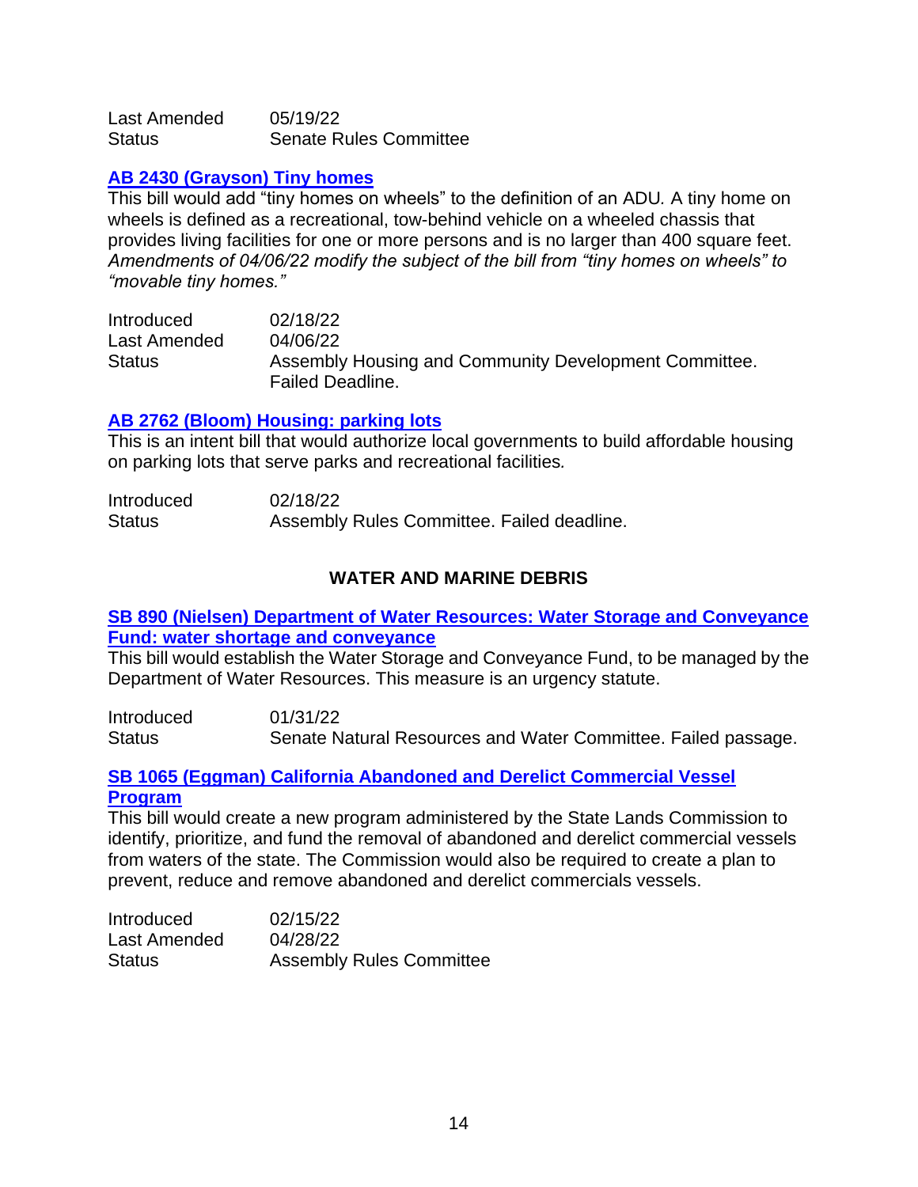| | |
|---|---|
| Last Amended | 05/19/22 |
| Status | Senate Rules Committee |

**[AB 2430 (Grayson) Tiny homes]**

This bill would add "tiny homes on wheels" to the definition of an ADU. A tiny home on wheels is defined as a recreational, tow-behind vehicle on a wheeled chassis that provides living facilities for one or more persons and is no larger than 400 square feet. *Amendments of 04/06/22 modify the subject of the bill from "tiny homes on wheels" to "movable tiny homes."*

| | |
|---|---|
| Introduced | 02/18/22 |
| Last Amended | 04/06/22 |
| Status | Assembly Housing and Community Development Committee. Failed Deadline. |

**[AB 2762 (Bloom) Housing: parking lots]**

This is an intent bill that would authorize local governments to build affordable housing on parking lots that serve parks and recreational facilities.

| | |
|---|---|
| Introduced | 02/18/22 |
| Status | Assembly Rules Committee. Failed deadline. |

## WATER AND MARINE DEBRIS

**[SB 890 (Nielsen) Department of Water Resources: Water Storage and Conveyance Fund: water shortage and conveyance]**

This bill would establish the Water Storage and Conveyance Fund, to be managed by the Department of Water Resources. This measure is an urgency statute.

| | |
|---|---|
| Introduced | 01/31/22 |
| Status | Senate Natural Resources and Water Committee. Failed passage. |

**[SB 1065 (Eggman) California Abandoned and Derelict Commercial Vessel Program]**

This bill would create a new program administered by the State Lands Commission to identify, prioritize, and fund the removal of abandoned and derelict commercial vessels from waters of the state. The Commission would also be required to create a plan to prevent, reduce and remove abandoned and derelict commercials vessels.

| | |
|---|---|
| Introduced | 02/15/22 |
| Last Amended | 04/28/22 |
| Status | Assembly Rules Committee |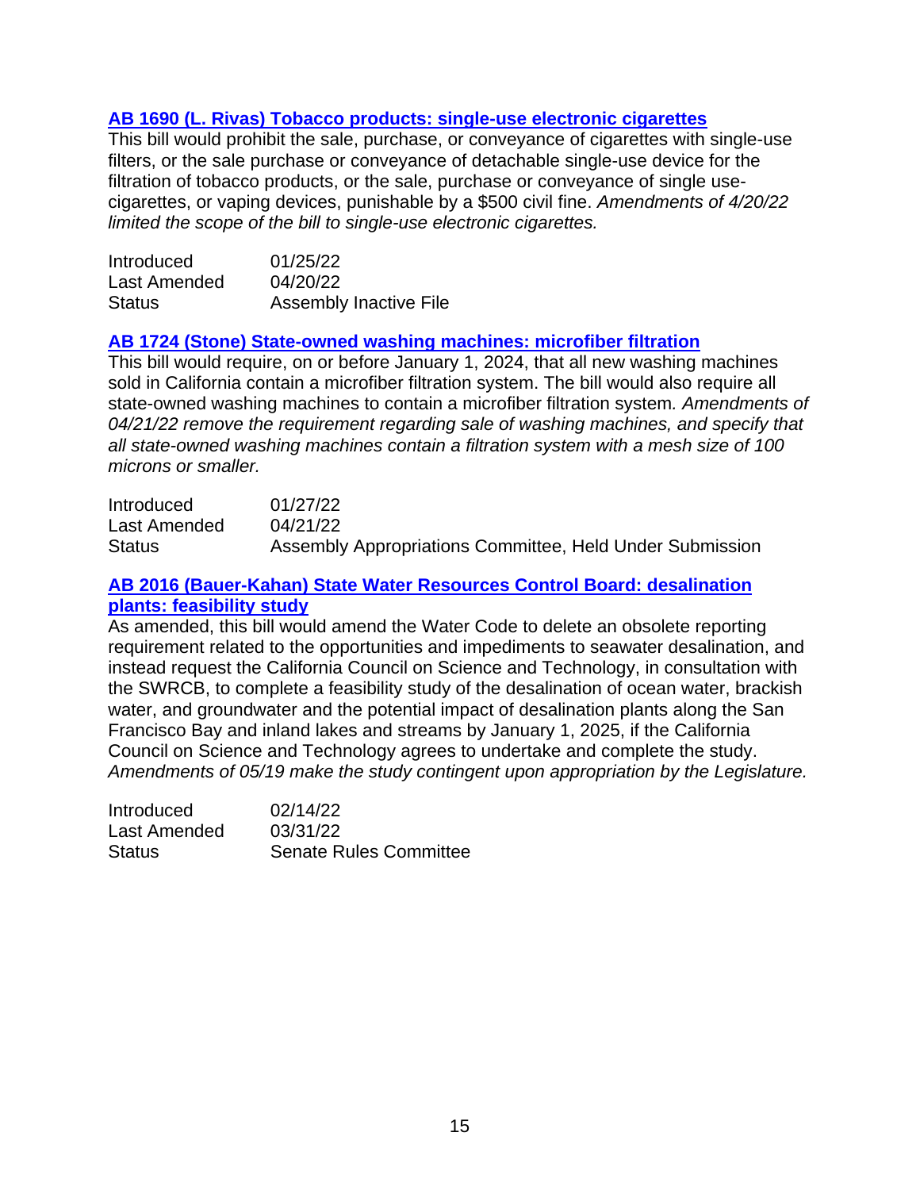**AB 1690 (L. Rivas) Tobacco products: single-use electronic cigarettes**

This bill would prohibit the sale, purchase, or conveyance of cigarettes with single-use filters, or the sale purchase or conveyance of detachable single-use device for the filtration of tobacco products, or the sale, purchase or conveyance of single use-cigarettes, or vaping devices, punishable by a $500 civil fine. *Amendments of 4/20/22 limited the scope of the bill to single-use electronic cigarettes.*

| | |
|---|---|
| Introduced | 01/25/22 |
| Last Amended | 04/20/22 |
| Status | Assembly Inactive File |

**AB 1724 (Stone) State-owned washing machines: microfiber filtration**

This bill would require, on or before January 1, 2024, that all new washing machines sold in California contain a microfiber filtration system. The bill would also require all state-owned washing machines to contain a microfiber filtration system. *Amendments of 04/21/22 remove the requirement regarding sale of washing machines, and specify that all state-owned washing machines contain a filtration system with a mesh size of 100 microns or smaller.*

| | |
|---|---|
| Introduced | 01/27/22 |
| Last Amended | 04/21/22 |
| Status | Assembly Appropriations Committee, Held Under Submission |

**AB 2016 (Bauer-Kahan) State Water Resources Control Board: desalination plants: feasibility study**

As amended, this bill would amend the Water Code to delete an obsolete reporting requirement related to the opportunities and impediments to seawater desalination, and instead request the California Council on Science and Technology, in consultation with the SWRCB, to complete a feasibility study of the desalination of ocean water, brackish water, and groundwater and the potential impact of desalination plants along the San Francisco Bay and inland lakes and streams by January 1, 2025, if the California Council on Science and Technology agrees to undertake and complete the study. *Amendments of 05/19 make the study contingent upon appropriation by the Legislature.*

| | |
|---|---|
| Introduced | 02/14/22 |
| Last Amended | 03/31/22 |
| Status | Senate Rules Committee |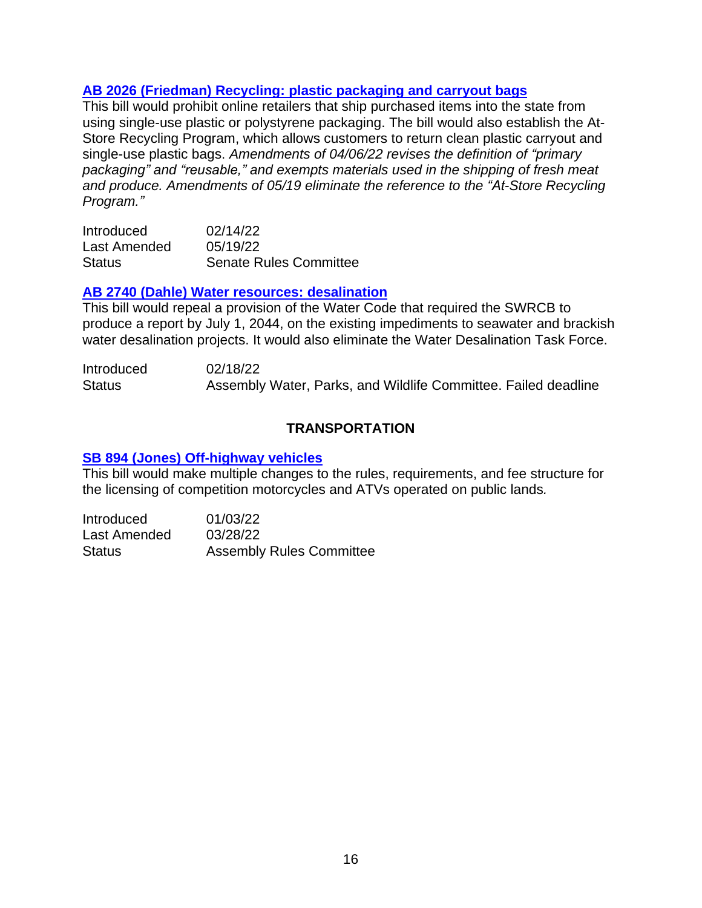### **[AB 2026 (Friedman) Recycling: plastic packaging and carryout bags]**

This bill would prohibit online retailers that ship purchased items into the state from using single-use plastic or polystyrene packaging. The bill would also establish the At-Store Recycling Program, which allows customers to return clean plastic carryout and single-use plastic bags. *Amendments of 04/06/22 revises the definition of "primary packaging" and "reusable," and exempts materials used in the shipping of fresh meat and produce. Amendments of 05/19 eliminate the reference to the "At-Store Recycling Program."*

| | |
|---|---|
| Introduced | 02/14/22 |
| Last Amended | 05/19/22 |
| Status | Senate Rules Committee |

### **[AB 2740 (Dahle) Water resources: desalination]**

This bill would repeal a provision of the Water Code that required the SWRCB to produce a report by July 1, 2044, on the existing impediments to seawater and brackish water desalination projects. It would also eliminate the Water Desalination Task Force.

| | |
|---|---|
| Introduced | 02/18/22 |
| Status | Assembly Water, Parks, and Wildlife Committee. Failed deadline |

## **TRANSPORTATION**

### **[SB 894 (Jones) Off-highway vehicles]**

This bill would make multiple changes to the rules, requirements, and fee structure for the licensing of competition motorcycles and ATVs operated on public lands.

| | |
|---|---|
| Introduced | 01/03/22 |
| Last Amended | 03/28/22 |
| Status | Assembly Rules Committee |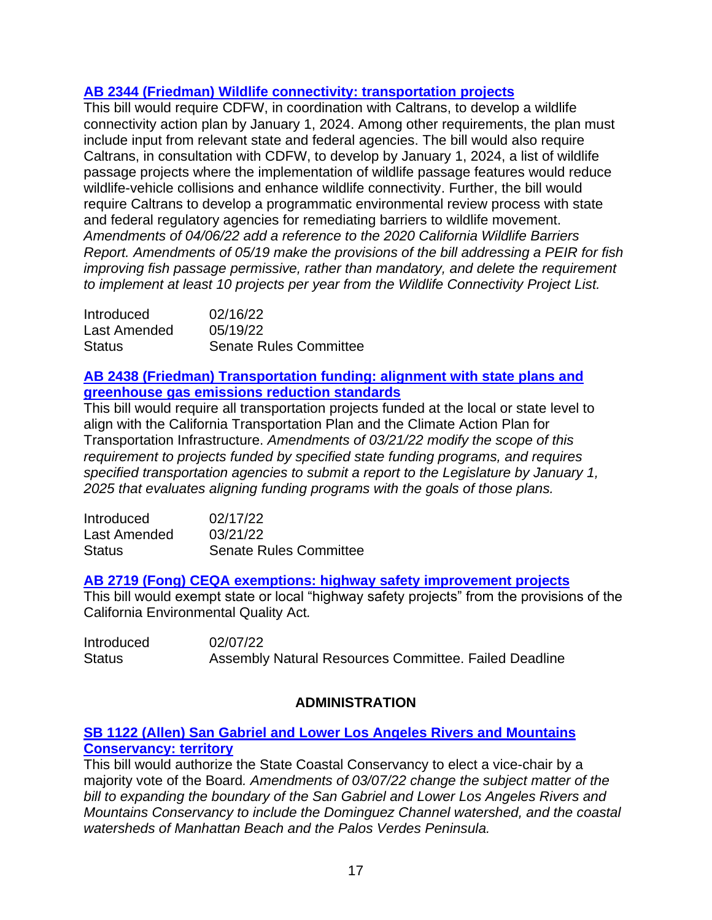**[AB 2344 (Friedman) Wildlife connectivity: transportation projects]()**

This bill would require CDFW, in coordination with Caltrans, to develop a wildlife connectivity action plan by January 1, 2024. Among other requirements, the plan must include input from relevant state and federal agencies. The bill would also require Caltrans, in consultation with CDFW, to develop by January 1, 2024, a list of wildlife passage projects where the implementation of wildlife passage features would reduce wildlife-vehicle collisions and enhance wildlife connectivity. Further, the bill would require Caltrans to develop a programmatic environmental review process with state and federal regulatory agencies for remediating barriers to wildlife movement. *Amendments of 04/06/22 add a reference to the 2020 California Wildlife Barriers Report. Amendments of 05/19 make the provisions of the bill addressing a PEIR for fish improving fish passage permissive, rather than mandatory, and delete the requirement to implement at least 10 projects per year from the Wildlife Connectivity Project List.*

| | |
|---|---|
| Introduced | 02/16/22 |
| Last Amended | 05/19/22 |
| Status | Senate Rules Committee |

**[AB 2438 (Friedman) Transportation funding: alignment with state plans and greenhouse gas emissions reduction standards]()**

This bill would require all transportation projects funded at the local or state level to align with the California Transportation Plan and the Climate Action Plan for Transportation Infrastructure. *Amendments of 03/21/22 modify the scope of this requirement to projects funded by specified state funding programs, and requires specified transportation agencies to submit a report to the Legislature by January 1, 2025 that evaluates aligning funding programs with the goals of those plans.*

| | |
|---|---|
| Introduced | 02/17/22 |
| Last Amended | 03/21/22 |
| Status | Senate Rules Committee |

**[AB 2719 (Fong) CEQA exemptions: highway safety improvement projects]()**

This bill would exempt state or local "highway safety projects" from the provisions of the California Environmental Quality Act.

| | |
|---|---|
| Introduced | 02/07/22 |
| Status | Assembly Natural Resources Committee. Failed Deadline |

## ADMINISTRATION

**[SB 1122 (Allen) San Gabriel and Lower Los Angeles Rivers and Mountains Conservancy: territory]()**

This bill would authorize the State Coastal Conservancy to elect a vice-chair by a majority vote of the Board. *Amendments of 03/07/22 change the subject matter of the bill to expanding the boundary of the San Gabriel and Lower Los Angeles Rivers and Mountains Conservancy to include the Dominguez Channel watershed, and the coastal watersheds of Manhattan Beach and the Palos Verdes Peninsula.*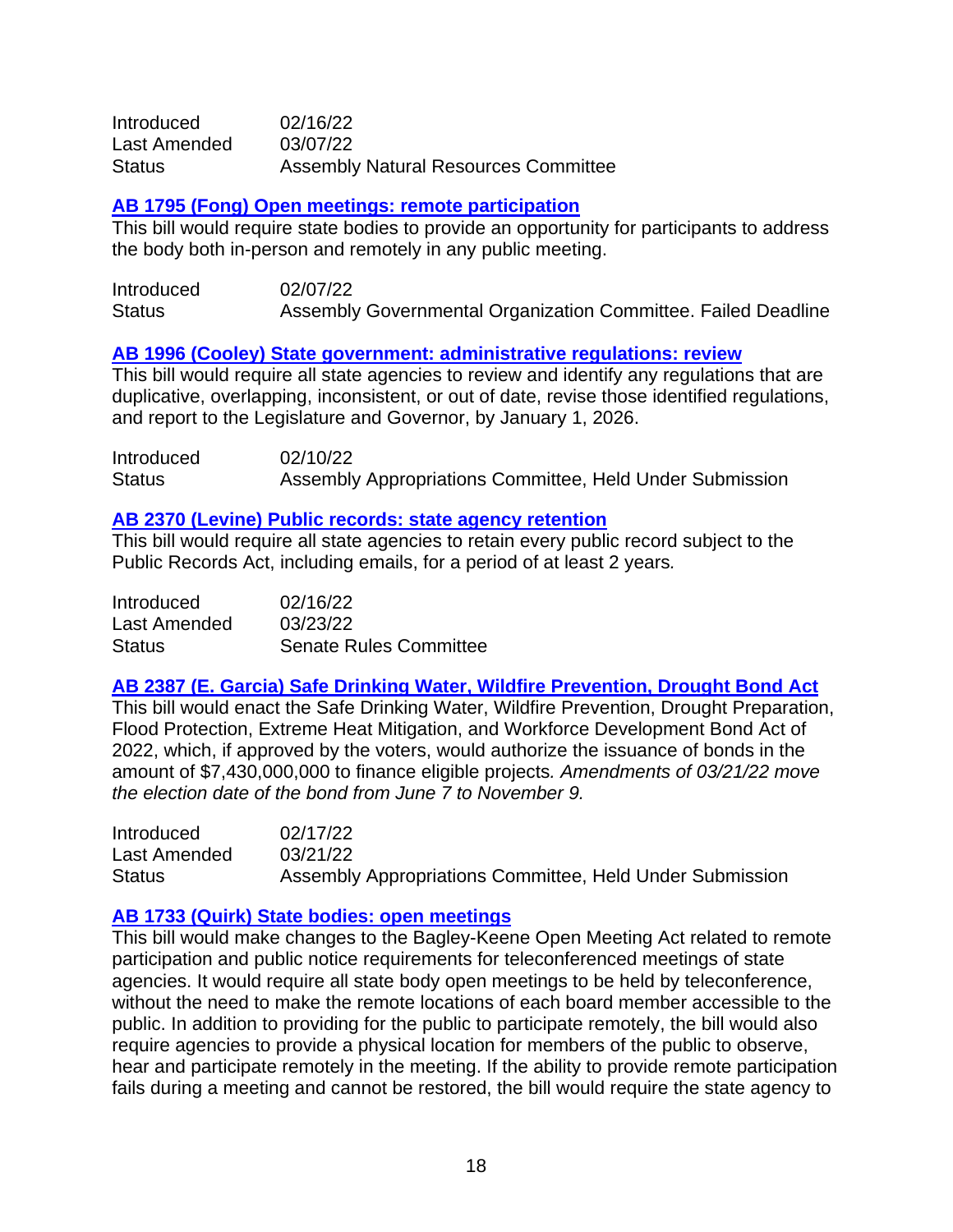| | |
|---|---|
| Introduced | 02/16/22 |
| Last Amended | 03/07/22 |
| Status | Assembly Natural Resources Committee |

**AB 1795 (Fong) Open meetings: remote participation**

This bill would require state bodies to provide an opportunity for participants to address the body both in-person and remotely in any public meeting.

| | |
|---|---|
| Introduced | 02/07/22 |
| Status | Assembly Governmental Organization Committee. Failed Deadline |

**AB 1996 (Cooley) State government: administrative regulations: review**

This bill would require all state agencies to review and identify any regulations that are duplicative, overlapping, inconsistent, or out of date, revise those identified regulations, and report to the Legislature and Governor, by January 1, 2026.

| | |
|---|---|
| Introduced | 02/10/22 |
| Status | Assembly Appropriations Committee, Held Under Submission |

**AB 2370 (Levine) Public records: state agency retention**

This bill would require all state agencies to retain every public record subject to the Public Records Act, including emails, for a period of at least 2 years*.*

| | |
|---|---|
| Introduced | 02/16/22 |
| Last Amended | 03/23/22 |
| Status | Senate Rules Committee |

**AB 2387 (E. Garcia) Safe Drinking Water, Wildfire Prevention, Drought Bond Act**

This bill would enact the Safe Drinking Water, Wildfire Prevention, Drought Preparation, Flood Protection, Extreme Heat Mitigation, and Workforce Development Bond Act of 2022, which, if approved by the voters, would authorize the issuance of bonds in the amount of $7,430,000,000 to finance eligible projects*. Amendments of 03/21/22 move the election date of the bond from June 7 to November 9.*

| | |
|---|---|
| Introduced | 02/17/22 |
| Last Amended | 03/21/22 |
| Status | Assembly Appropriations Committee, Held Under Submission |

**AB 1733 (Quirk) State bodies: open meetings**

This bill would make changes to the Bagley-Keene Open Meeting Act related to remote participation and public notice requirements for teleconferenced meetings of state agencies. It would require all state body open meetings to be held by teleconference, without the need to make the remote locations of each board member accessible to the public. In addition to providing for the public to participate remotely, the bill would also require agencies to provide a physical location for members of the public to observe, hear and participate remotely in the meeting. If the ability to provide remote participation fails during a meeting and cannot be restored, the bill would require the state agency to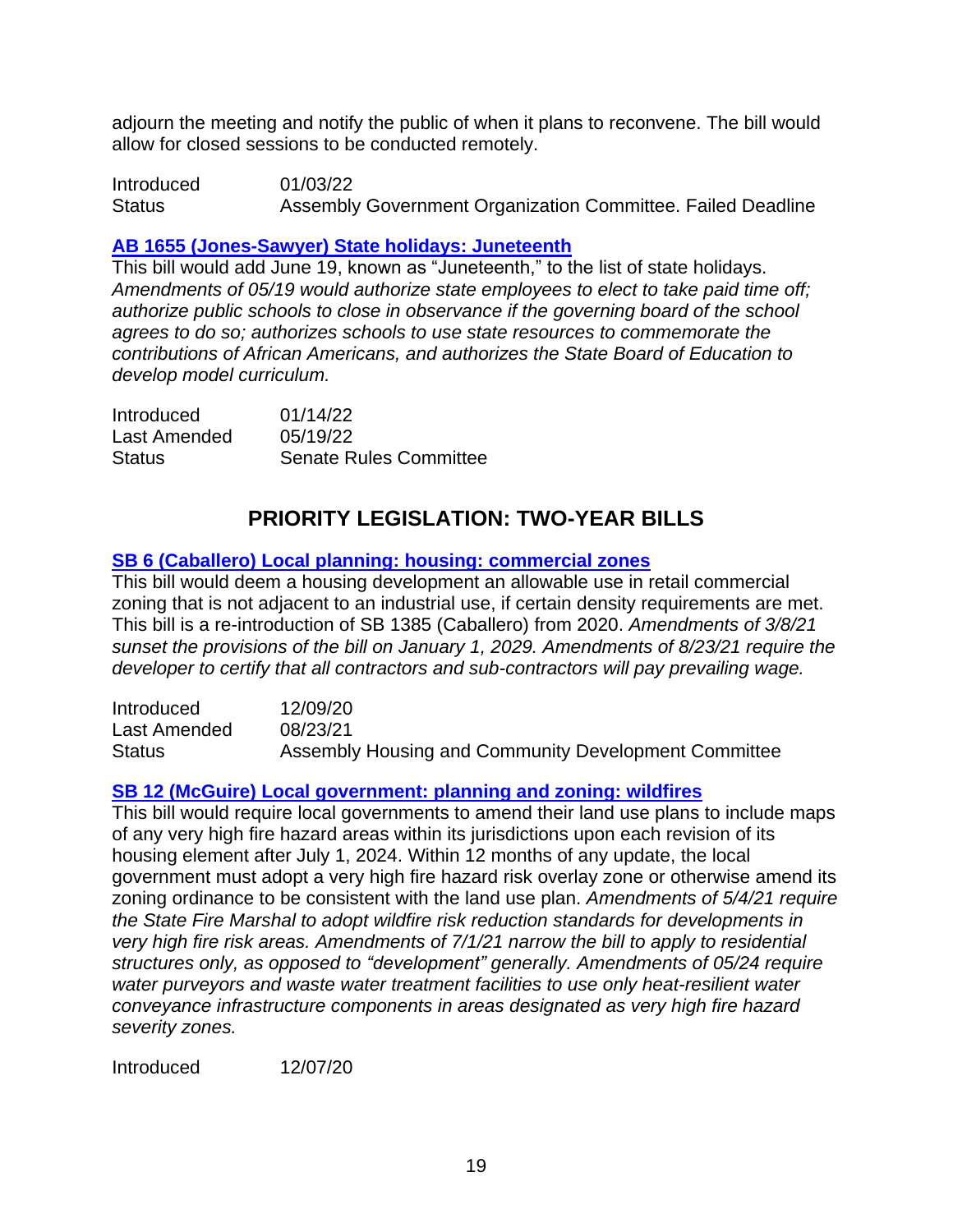adjourn the meeting and notify the public of when it plans to reconvene. The bill would allow for closed sessions to be conducted remotely.

| | |
|---|---|
| Introduced | 01/03/22 |
| Status | Assembly Government Organization Committee. Failed Deadline |

**[AB 1655 (Jones-Sawyer) State holidays: Juneteenth]()**

This bill would add June 19, known as "Juneteenth," to the list of state holidays. *Amendments of 05/19 would authorize state employees to elect to take paid time off; authorize public schools to close in observance if the governing board of the school agrees to do so; authorizes schools to use state resources to commemorate the contributions of African Americans, and authorizes the State Board of Education to develop model curriculum.*

| | |
|---|---|
| Introduced | 01/14/22 |
| Last Amended | 05/19/22 |
| Status | Senate Rules Committee |

## PRIORITY LEGISLATION: TWO-YEAR BILLS

**[SB 6 (Caballero) Local planning: housing: commercial zones]()**

This bill would deem a housing development an allowable use in retail commercial zoning that is not adjacent to an industrial use, if certain density requirements are met. This bill is a re-introduction of SB 1385 (Caballero) from 2020. *Amendments of 3/8/21 sunset the provisions of the bill on January 1, 2029. Amendments of 8/23/21 require the developer to certify that all contractors and sub-contractors will pay prevailing wage.*

| | |
|---|---|
| Introduced | 12/09/20 |
| Last Amended | 08/23/21 |
| Status | Assembly Housing and Community Development Committee |

**[SB 12 (McGuire) Local government: planning and zoning: wildfires]()**

This bill would require local governments to amend their land use plans to include maps of any very high fire hazard areas within its jurisdictions upon each revision of its housing element after July 1, 2024. Within 12 months of any update, the local government must adopt a very high fire hazard risk overlay zone or otherwise amend its zoning ordinance to be consistent with the land use plan. *Amendments of 5/4/21 require the State Fire Marshal to adopt wildfire risk reduction standards for developments in very high fire risk areas. Amendments of 7/1/21 narrow the bill to apply to residential structures only, as opposed to "development" generally. Amendments of 05/24 require water purveyors and waste water treatment facilities to use only heat-resilient water conveyance infrastructure components in areas designated as very high fire hazard severity zones.*

| | |
|---|---|
| Introduced | 12/07/20 |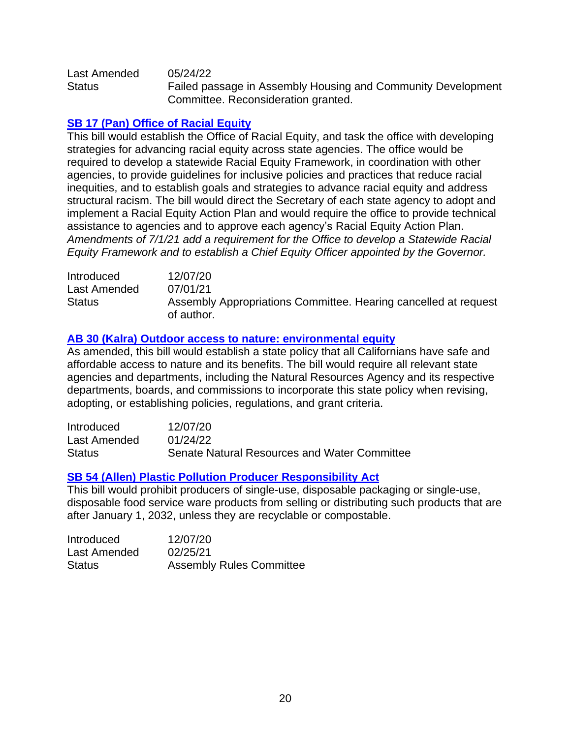| | |
|---|---|
| Last Amended | 05/24/22 |
| Status | Failed passage in Assembly Housing and Community Development Committee. Reconsideration granted. |

### **SB 17 (Pan) Office of Racial Equity**

This bill would establish the Office of Racial Equity, and task the office with developing strategies for advancing racial equity across state agencies. The office would be required to develop a statewide Racial Equity Framework, in coordination with other agencies, to provide guidelines for inclusive policies and practices that reduce racial inequities, and to establish goals and strategies to advance racial equity and address structural racism. The bill would direct the Secretary of each state agency to adopt and implement a Racial Equity Action Plan and would require the office to provide technical assistance to agencies and to approve each agency's Racial Equity Action Plan. *Amendments of 7/1/21 add a requirement for the Office to develop a Statewide Racial Equity Framework and to establish a Chief Equity Officer appointed by the Governor.*

| | |
|---|---|
| Introduced | 12/07/20 |
| Last Amended | 07/01/21 |
| Status | Assembly Appropriations Committee. Hearing cancelled at request of author. |

### **AB 30 (Kalra) Outdoor access to nature: environmental equity**

As amended, this bill would establish a state policy that all Californians have safe and affordable access to nature and its benefits. The bill would require all relevant state agencies and departments, including the Natural Resources Agency and its respective departments, boards, and commissions to incorporate this state policy when revising, adopting, or establishing policies, regulations, and grant criteria.

| | |
|---|---|
| Introduced | 12/07/20 |
| Last Amended | 01/24/22 |
| Status | Senate Natural Resources and Water Committee |

### **SB 54 (Allen) Plastic Pollution Producer Responsibility Act**

This bill would prohibit producers of single-use, disposable packaging or single-use, disposable food service ware products from selling or distributing such products that are after January 1, 2032, unless they are recyclable or compostable.

| | |
|---|---|
| Introduced | 12/07/20 |
| Last Amended | 02/25/21 |
| Status | Assembly Rules Committee |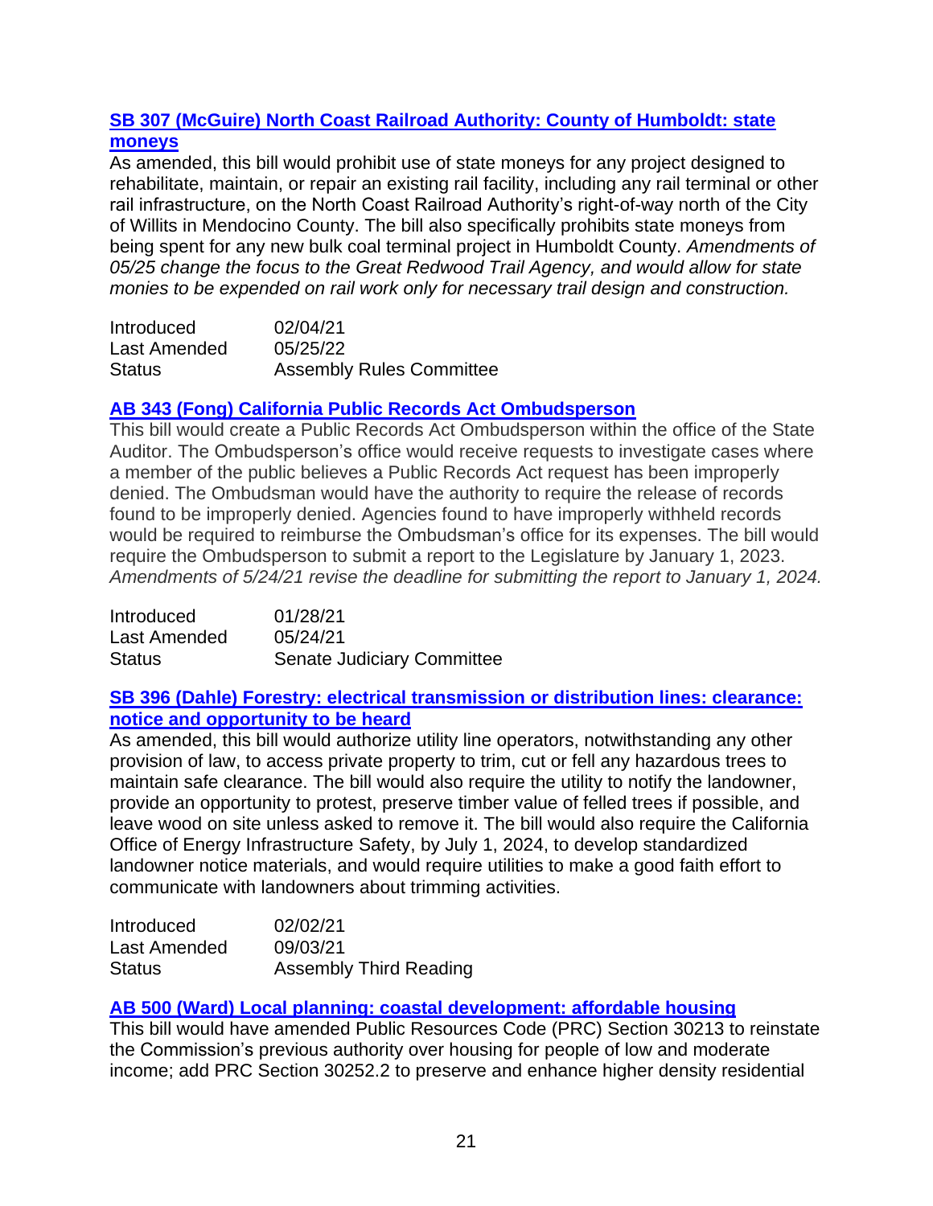### [SB 307 (McGuire) North Coast Railroad Authority: County of Humboldt: state moneys]

As amended, this bill would prohibit use of state moneys for any project designed to rehabilitate, maintain, or repair an existing rail facility, including any rail terminal or other rail infrastructure, on the North Coast Railroad Authority's right-of-way north of the City of Willits in Mendocino County. The bill also specifically prohibits state moneys from being spent for any new bulk coal terminal project in Humboldt County. *Amendments of 05/25 change the focus to the Great Redwood Trail Agency, and would allow for state monies to be expended on rail work only for necessary trail design and construction.*

| | |
|---|---|
| Introduced | 02/04/21 |
| Last Amended | 05/25/22 |
| Status | Assembly Rules Committee |

### [AB 343 (Fong) California Public Records Act Ombudsperson]

This bill would create a Public Records Act Ombudsperson within the office of the State Auditor. The Ombudsperson's office would receive requests to investigate cases where a member of the public believes a Public Records Act request has been improperly denied. The Ombudsman would have the authority to require the release of records found to be improperly denied. Agencies found to have improperly withheld records would be required to reimburse the Ombudsman's office for its expenses. The bill would require the Ombudsperson to submit a report to the Legislature by January 1, 2023. *Amendments of 5/24/21 revise the deadline for submitting the report to January 1, 2024.*

| | |
|---|---|
| Introduced | 01/28/21 |
| Last Amended | 05/24/21 |
| Status | Senate Judiciary Committee |

### [SB 396 (Dahle) Forestry: electrical transmission or distribution lines: clearance: notice and opportunity to be heard]

As amended, this bill would authorize utility line operators, notwithstanding any other provision of law, to access private property to trim, cut or fell any hazardous trees to maintain safe clearance. The bill would also require the utility to notify the landowner, provide an opportunity to protest, preserve timber value of felled trees if possible, and leave wood on site unless asked to remove it. The bill would also require the California Office of Energy Infrastructure Safety, by July 1, 2024, to develop standardized landowner notice materials, and would require utilities to make a good faith effort to communicate with landowners about trimming activities.

| | |
|---|---|
| Introduced | 02/02/21 |
| Last Amended | 09/03/21 |
| Status | Assembly Third Reading |

### [AB 500 (Ward) Local planning: coastal development: affordable housing]

This bill would have amended Public Resources Code (PRC) Section 30213 to reinstate the Commission's previous authority over housing for people of low and moderate income; add PRC Section 30252.2 to preserve and enhance higher density residential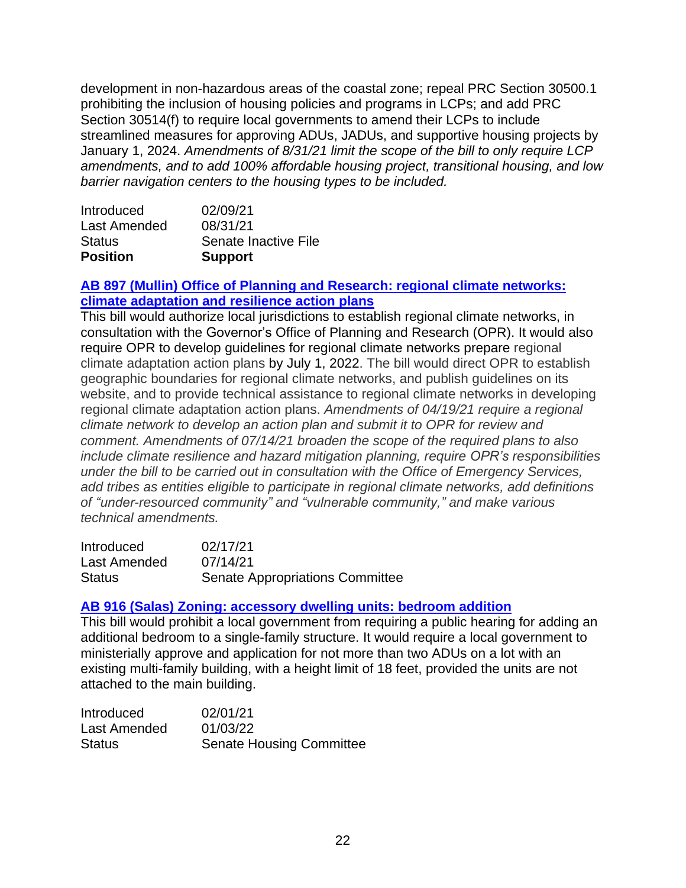development in non-hazardous areas of the coastal zone; repeal PRC Section 30500.1 prohibiting the inclusion of housing policies and programs in LCPs; and add PRC Section 30514(f) to require local governments to amend their LCPs to include streamlined measures for approving ADUs, JADUs, and supportive housing projects by January 1, 2024. *Amendments of 8/31/21 limit the scope of the bill to only require LCP amendments, and to add 100% affordable housing project, transitional housing, and low barrier navigation centers to the housing types to be included.*

| | |
|---|---|
| Introduced | 02/09/21 |
| Last Amended | 08/31/21 |
| Status | Senate Inactive File |
| **Position** | **Support** |

### [AB 897 (Mullin) Office of Planning and Research: regional climate networks: climate adaptation and resilience action plans]()

This bill would authorize local jurisdictions to establish regional climate networks, in consultation with the Governor's Office of Planning and Research (OPR). It would also require OPR to develop guidelines for regional climate networks prepare regional climate adaptation action plans by July 1, 2022. The bill would direct OPR to establish geographic boundaries for regional climate networks, and publish guidelines on its website, and to provide technical assistance to regional climate networks in developing regional climate adaptation action plans. *Amendments of 04/19/21 require a regional climate network to develop an action plan and submit it to OPR for review and comment. Amendments of 07/14/21 broaden the scope of the required plans to also include climate resilience and hazard mitigation planning, require OPR's responsibilities under the bill to be carried out in consultation with the Office of Emergency Services, add tribes as entities eligible to participate in regional climate networks, add definitions of "under-resourced community" and "vulnerable community," and make various technical amendments.*

| | |
|---|---|
| Introduced | 02/17/21 |
| Last Amended | 07/14/21 |
| Status | Senate Appropriations Committee |

### [AB 916 (Salas) Zoning: accessory dwelling units: bedroom addition]()

This bill would prohibit a local government from requiring a public hearing for adding an additional bedroom to a single-family structure. It would require a local government to ministerially approve and application for not more than two ADUs on a lot with an existing multi-family building, with a height limit of 18 feet, provided the units are not attached to the main building.

| | |
|---|---|
| Introduced | 02/01/21 |
| Last Amended | 01/03/22 |
| Status | Senate Housing Committee |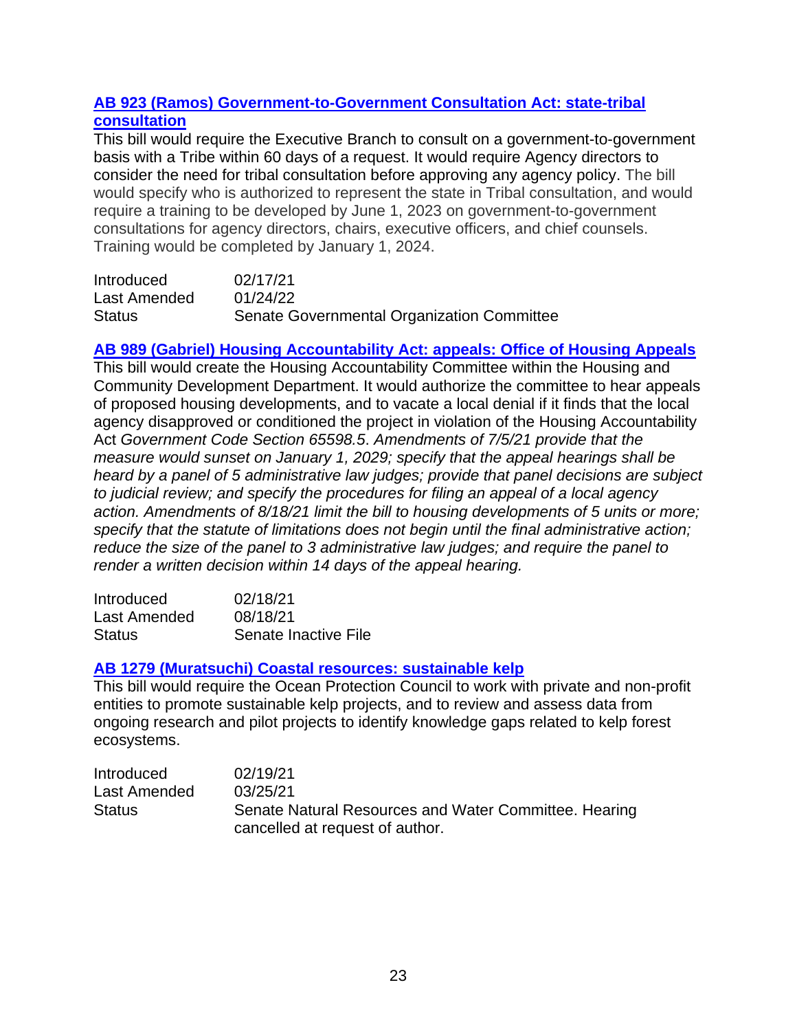### [AB 923 (Ramos) Government-to-Government Consultation Act: state-tribal consultation]

This bill would require the Executive Branch to consult on a government-to-government basis with a Tribe within 60 days of a request. It would require Agency directors to consider the need for tribal consultation before approving any agency policy. The bill would specify who is authorized to represent the state in Tribal consultation, and would require a training to be developed by June 1, 2023 on government-to-government consultations for agency directors, chairs, executive officers, and chief counsels. Training would be completed by January 1, 2024.

| | |
|---|---|
| Introduced | 02/17/21 |
| Last Amended | 01/24/22 |
| Status | Senate Governmental Organization Committee |

### [AB 989 (Gabriel) Housing Accountability Act: appeals: Office of Housing Appeals]

This bill would create the Housing Accountability Committee within the Housing and Community Development Department. It would authorize the committee to hear appeals of proposed housing developments, and to vacate a local denial if it finds that the local agency disapproved or conditioned the project in violation of the Housing Accountability Act *Government Code Section 65598.5*. *Amendments of 7/5/21 provide that the measure would sunset on January 1, 2029; specify that the appeal hearings shall be heard by a panel of 5 administrative law judges; provide that panel decisions are subject to judicial review; and specify the procedures for filing an appeal of a local agency action. Amendments of 8/18/21 limit the bill to housing developments of 5 units or more; specify that the statute of limitations does not begin until the final administrative action; reduce the size of the panel to 3 administrative law judges; and require the panel to render a written decision within 14 days of the appeal hearing.*

| | |
|---|---|
| Introduced | 02/18/21 |
| Last Amended | 08/18/21 |
| Status | Senate Inactive File |

### [AB 1279 (Muratsuchi) Coastal resources: sustainable kelp]

This bill would require the Ocean Protection Council to work with private and non-profit entities to promote sustainable kelp projects, and to review and assess data from ongoing research and pilot projects to identify knowledge gaps related to kelp forest ecosystems.

| | |
|---|---|
| Introduced | 02/19/21 |
| Last Amended | 03/25/21 |
| Status | Senate Natural Resources and Water Committee. Hearing cancelled at request of author. |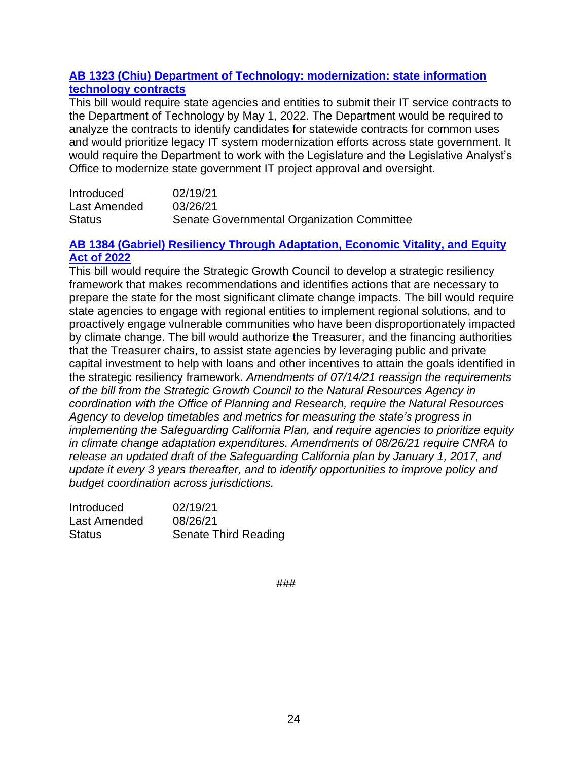**AB 1323 (Chiu) Department of Technology: modernization: state information technology contracts**

This bill would require state agencies and entities to submit their IT service contracts to the Department of Technology by May 1, 2022. The Department would be required to analyze the contracts to identify candidates for statewide contracts for common uses and would prioritize legacy IT system modernization efforts across state government. It would require the Department to work with the Legislature and the Legislative Analyst's Office to modernize state government IT project approval and oversight.

| | |
|---|---|
| Introduced | 02/19/21 |
| Last Amended | 03/26/21 |
| Status | Senate Governmental Organization Committee |

**AB 1384 (Gabriel) Resiliency Through Adaptation, Economic Vitality, and Equity Act of 2022**

This bill would require the Strategic Growth Council to develop a strategic resiliency framework that makes recommendations and identifies actions that are necessary to prepare the state for the most significant climate change impacts. The bill would require state agencies to engage with regional entities to implement regional solutions, and to proactively engage vulnerable communities who have been disproportionately impacted by climate change. The bill would authorize the Treasurer, and the financing authorities that the Treasurer chairs, to assist state agencies by leveraging public and private capital investment to help with loans and other incentives to attain the goals identified in the strategic resiliency framework. *Amendments of 07/14/21 reassign the requirements of the bill from the Strategic Growth Council to the Natural Resources Agency in coordination with the Office of Planning and Research, require the Natural Resources Agency to develop timetables and metrics for measuring the state's progress in implementing the Safeguarding California Plan, and require agencies to prioritize equity in climate change adaptation expenditures. Amendments of 08/26/21 require CNRA to release an updated draft of the Safeguarding California plan by January 1, 2017, and update it every 3 years thereafter, and to identify opportunities to improve policy and budget coordination across jurisdictions.*

| | |
|---|---|
| Introduced | 02/19/21 |
| Last Amended | 08/26/21 |
| Status | Senate Third Reading |

###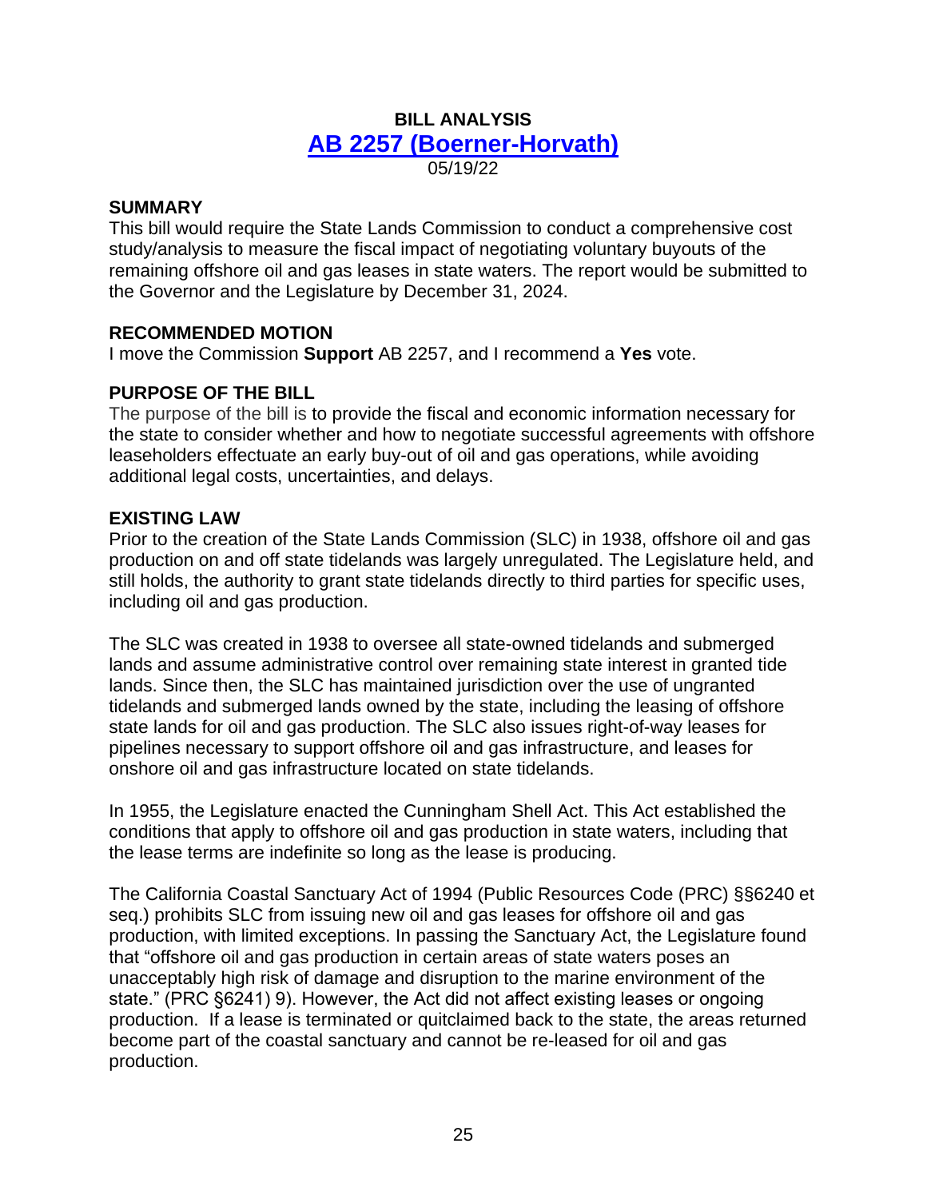# BILL ANALYSIS

## [AB 2257 (Boerner-Horvath)](#)

05/19/22

### SUMMARY

This bill would require the State Lands Commission to conduct a comprehensive cost study/analysis to measure the fiscal impact of negotiating voluntary buyouts of the remaining offshore oil and gas leases in state waters. The report would be submitted to the Governor and the Legislature by December 31, 2024.

### RECOMMENDED MOTION

I move the Commission **Support** AB 2257, and I recommend a **Yes** vote.

### PURPOSE OF THE BILL

The purpose of the bill is to provide the fiscal and economic information necessary for the state to consider whether and how to negotiate successful agreements with offshore leaseholders effectuate an early buy-out of oil and gas operations, while avoiding additional legal costs, uncertainties, and delays.

### EXISTING LAW

Prior to the creation of the State Lands Commission (SLC) in 1938, offshore oil and gas production on and off state tidelands was largely unregulated. The Legislature held, and still holds, the authority to grant state tidelands directly to third parties for specific uses, including oil and gas production.

The SLC was created in 1938 to oversee all state-owned tidelands and submerged lands and assume administrative control over remaining state interest in granted tide lands. Since then, the SLC has maintained jurisdiction over the use of ungranted tidelands and submerged lands owned by the state, including the leasing of offshore state lands for oil and gas production. The SLC also issues right-of-way leases for pipelines necessary to support offshore oil and gas infrastructure, and leases for onshore oil and gas infrastructure located on state tidelands.

In 1955, the Legislature enacted the Cunningham Shell Act. This Act established the conditions that apply to offshore oil and gas production in state waters, including that the lease terms are indefinite so long as the lease is producing.

The California Coastal Sanctuary Act of 1994 (Public Resources Code (PRC) §§6240 et seq.) prohibits SLC from issuing new oil and gas leases for offshore oil and gas production, with limited exceptions. In passing the Sanctuary Act, the Legislature found that "offshore oil and gas production in certain areas of state waters poses an unacceptably high risk of damage and disruption to the marine environment of the state." (PRC §6241) 9). However, the Act did not affect existing leases or ongoing production. If a lease is terminated or quitclaimed back to the state, the areas returned become part of the coastal sanctuary and cannot be re-leased for oil and gas production.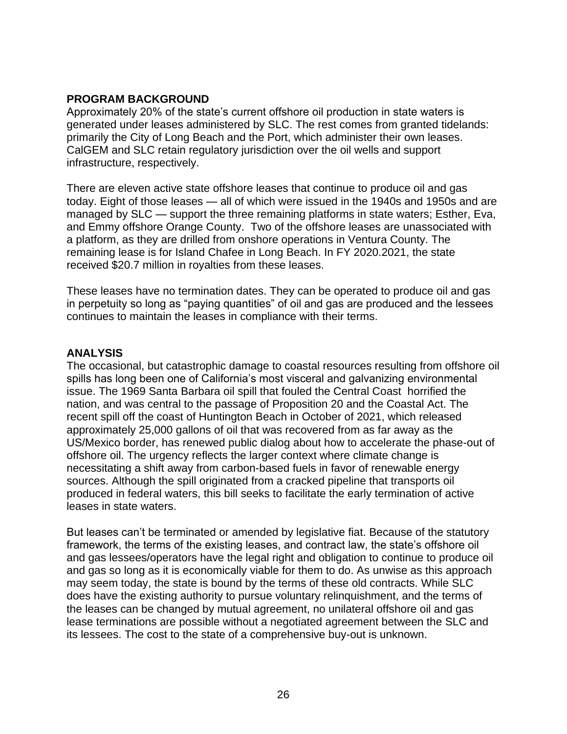**PROGRAM BACKGROUND**
Approximately 20% of the state's current offshore oil production in state waters is generated under leases administered by SLC. The rest comes from granted tidelands: primarily the City of Long Beach and the Port, which administer their own leases. CalGEM and SLC retain regulatory jurisdiction over the oil wells and support infrastructure, respectively.

There are eleven active state offshore leases that continue to produce oil and gas today. Eight of those leases — all of which were issued in the 1940s and 1950s and are managed by SLC — support the three remaining platforms in state waters; Esther, Eva, and Emmy offshore Orange County. Two of the offshore leases are unassociated with a platform, as they are drilled from onshore operations in Ventura County. The remaining lease is for Island Chafee in Long Beach. In FY 2020.2021, the state received $20.7 million in royalties from these leases.

These leases have no termination dates. They can be operated to produce oil and gas in perpetuity so long as "paying quantities" of oil and gas are produced and the lessees continues to maintain the leases in compliance with their terms.

**ANALYSIS**
The occasional, but catastrophic damage to coastal resources resulting from offshore oil spills has long been one of California's most visceral and galvanizing environmental issue. The 1969 Santa Barbara oil spill that fouled the Central Coast horrified the nation, and was central to the passage of Proposition 20 and the Coastal Act. The recent spill off the coast of Huntington Beach in October of 2021, which released approximately 25,000 gallons of oil that was recovered from as far away as the US/Mexico border, has renewed public dialog about how to accelerate the phase-out of offshore oil. The urgency reflects the larger context where climate change is necessitating a shift away from carbon-based fuels in favor of renewable energy sources. Although the spill originated from a cracked pipeline that transports oil produced in federal waters, this bill seeks to facilitate the early termination of active leases in state waters.

But leases can't be terminated or amended by legislative fiat. Because of the statutory framework, the terms of the existing leases, and contract law, the state's offshore oil and gas lessees/operators have the legal right and obligation to continue to produce oil and gas so long as it is economically viable for them to do. As unwise as this approach may seem today, the state is bound by the terms of these old contracts. While SLC does have the existing authority to pursue voluntary relinquishment, and the terms of the leases can be changed by mutual agreement, no unilateral offshore oil and gas lease terminations are possible without a negotiated agreement between the SLC and its lessees. The cost to the state of a comprehensive buy-out is unknown.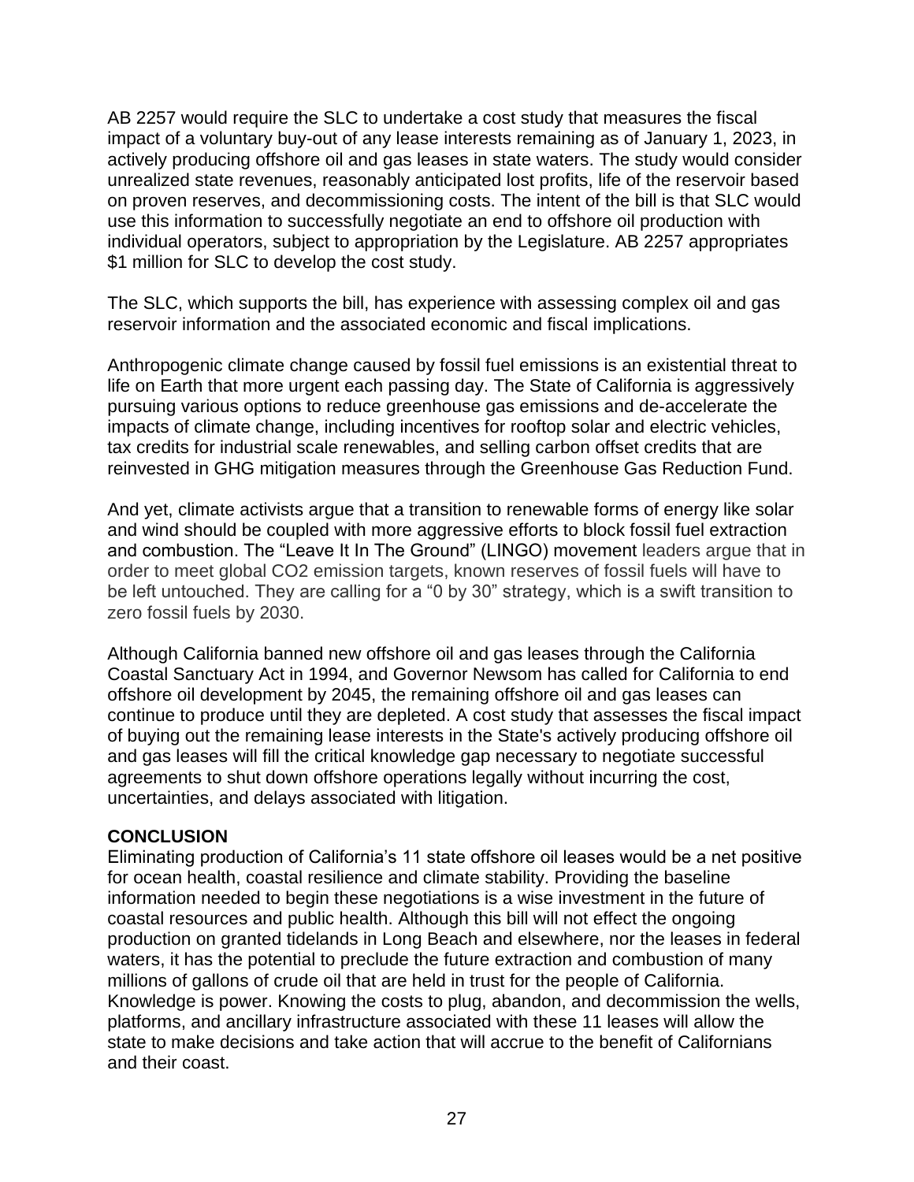AB 2257 would require the SLC to undertake a cost study that measures the fiscal impact of a voluntary buy-out of any lease interests remaining as of January 1, 2023, in actively producing offshore oil and gas leases in state waters. The study would consider unrealized state revenues, reasonably anticipated lost profits, life of the reservoir based on proven reserves, and decommissioning costs. The intent of the bill is that SLC would use this information to successfully negotiate an end to offshore oil production with individual operators, subject to appropriation by the Legislature. AB 2257 appropriates $1 million for SLC to develop the cost study.

The SLC, which supports the bill, has experience with assessing complex oil and gas reservoir information and the associated economic and fiscal implications.

Anthropogenic climate change caused by fossil fuel emissions is an existential threat to life on Earth that more urgent each passing day. The State of California is aggressively pursuing various options to reduce greenhouse gas emissions and de-accelerate the impacts of climate change, including incentives for rooftop solar and electric vehicles, tax credits for industrial scale renewables, and selling carbon offset credits that are reinvested in GHG mitigation measures through the Greenhouse Gas Reduction Fund.

And yet, climate activists argue that a transition to renewable forms of energy like solar and wind should be coupled with more aggressive efforts to block fossil fuel extraction and combustion. The "Leave It In The Ground" (LINGO) movement leaders argue that in order to meet global $CO_2$ emission targets, known reserves of fossil fuels will have to be left untouched. They are calling for a "0 by 30" strategy, which is a swift transition to zero fossil fuels by 2030.

Although California banned new offshore oil and gas leases through the California Coastal Sanctuary Act in 1994, and Governor Newsom has called for California to end offshore oil development by 2045, the remaining offshore oil and gas leases can continue to produce until they are depleted. A cost study that assesses the fiscal impact of buying out the remaining lease interests in the State's actively producing offshore oil and gas leases will fill the critical knowledge gap necessary to negotiate successful agreements to shut down offshore operations legally without incurring the cost, uncertainties, and delays associated with litigation.

**CONCLUSION**

Eliminating production of California's 11 state offshore oil leases would be a net positive for ocean health, coastal resilience and climate stability. Providing the baseline information needed to begin these negotiations is a wise investment in the future of coastal resources and public health. Although this bill will not effect the ongoing production on granted tidelands in Long Beach and elsewhere, nor the leases in federal waters, it has the potential to preclude the future extraction and combustion of many millions of gallons of crude oil that are held in trust for the people of California. Knowledge is power. Knowing the costs to plug, abandon, and decommission the wells, platforms, and ancillary infrastructure associated with these 11 leases will allow the state to make decisions and take action that will accrue to the benefit of Californians and their coast.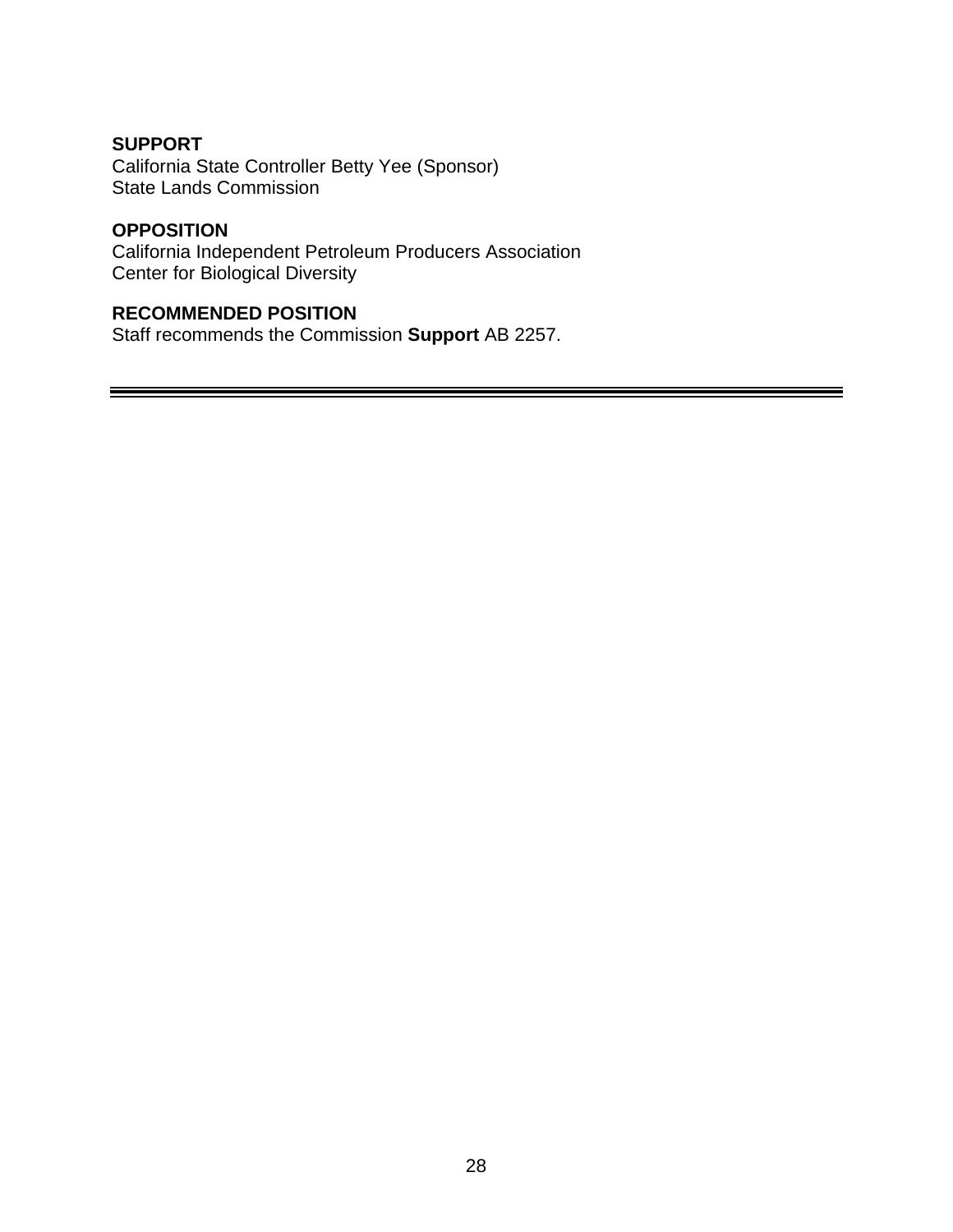**SUPPORT**
California State Controller Betty Yee (Sponsor)
State Lands Commission

**OPPOSITION**
California Independent Petroleum Producers Association
Center for Biological Diversity

**RECOMMENDED POSITION**
Staff recommends the Commission **Support** AB 2257.

---